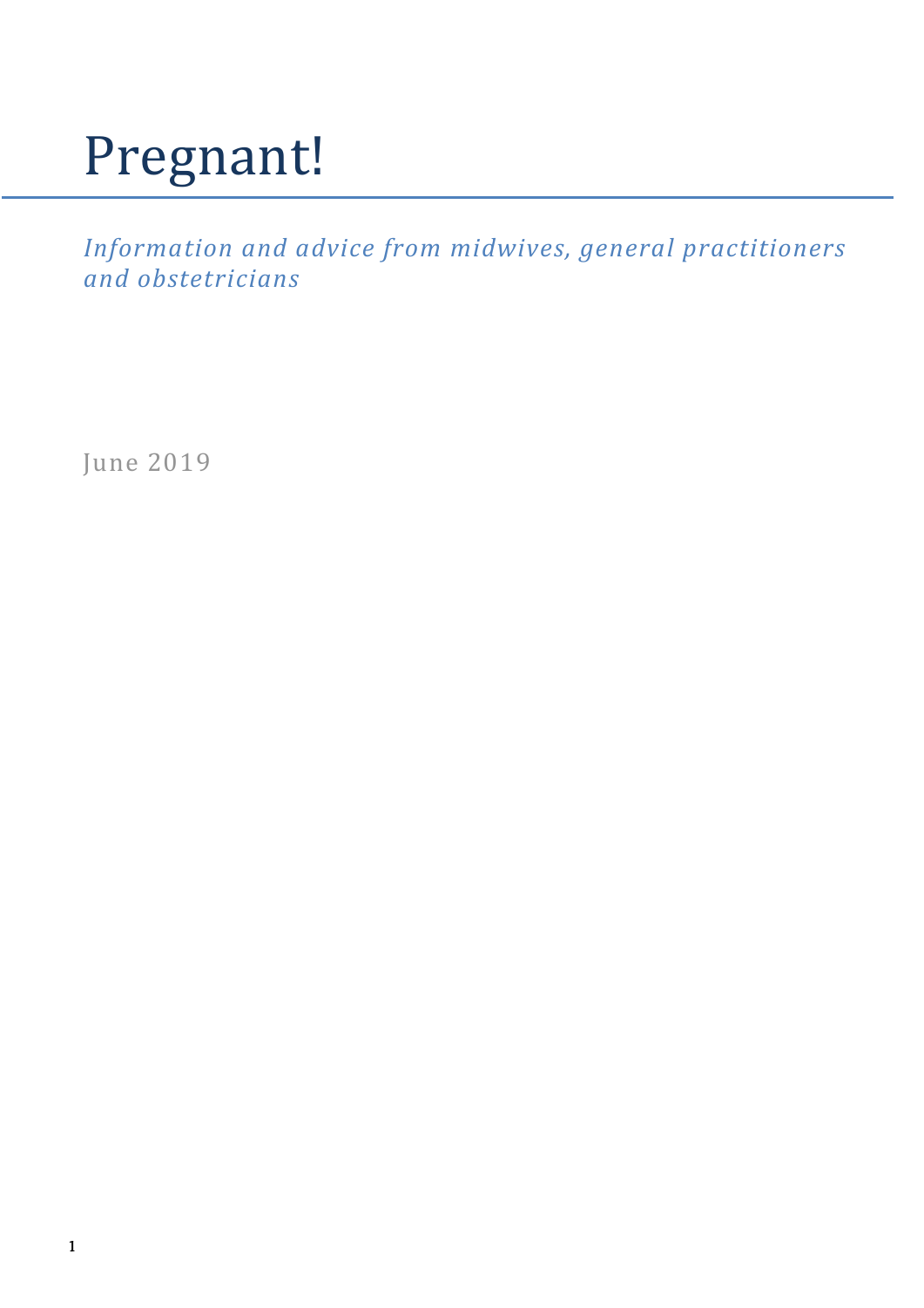# Pregnant!

*Information and advice from midwives, general practitioners and obstetricians*

June 2019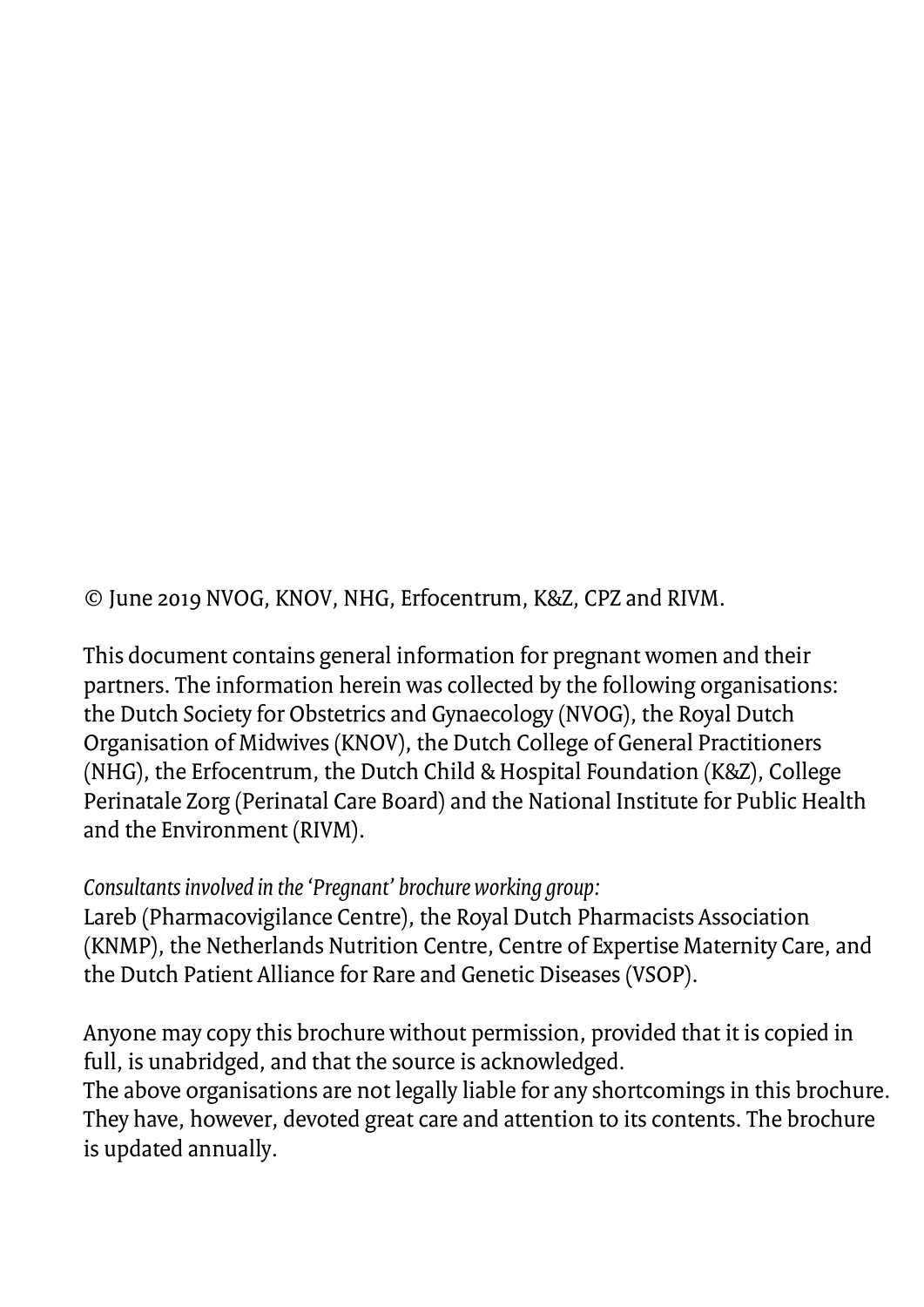© June 2019 NVOG, KNOV, NHG, Erfocentrum, K&Z, CPZ and RIVM.

This document contains general information for pregnant women and their partners. The information herein was collected by the following organisations: the Dutch Society for Obstetrics and Gynaecology (NVOG), the Royal Dutch Organisation of Midwives (KNOV), the Dutch College of General Practitioners (NHG), the Erfocentrum, the Dutch Child & Hospital Foundation (K&Z), College Perinatale Zorg (Perinatal Care Board) and the National Institute for Public Health and the Environment (RIVM).

*Consultants involved in the 'Pregnant' brochure working group:*
Lareb (Pharmacovigilance Centre), the Royal Dutch Pharmacists Association (KNMP), the Netherlands Nutrition Centre, Centre of Expertise Maternity Care, and the Dutch Patient Alliance for Rare and Genetic Diseases (VSOP).

Anyone may copy this brochure without permission, provided that it is copied in full, is unabridged, and that the source is acknowledged.
The above organisations are not legally liable for any shortcomings in this brochure. They have, however, devoted great care and attention to its contents. The brochure is updated annually.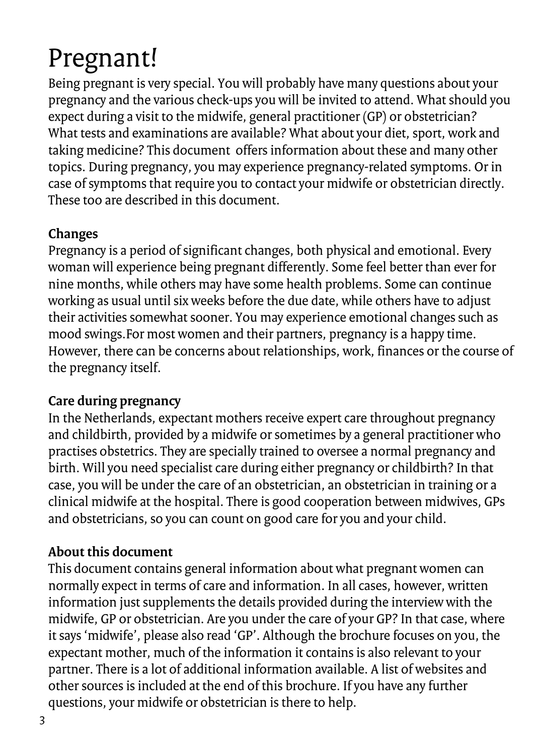# Pregnant!

Being pregnant is very special. You will probably have many questions about your pregnancy and the various check-ups you will be invited to attend. What should you expect during a visit to the midwife, general practitioner (GP) or obstetrician? What tests and examinations are available? What about your diet, sport, work and taking medicine? This document offers information about these and many other topics. During pregnancy, you may experience pregnancy-related symptoms. Or in case of symptoms that require you to contact your midwife or obstetrician directly. These too are described in this document.

**Changes**

Pregnancy is a period of significant changes, both physical and emotional. Every woman will experience being pregnant differently. Some feel better than ever for nine months, while others may have some health problems. Some can continue working as usual until six weeks before the due date, while others have to adjust their activities somewhat sooner. You may experience emotional changes such as mood swings.For most women and their partners, pregnancy is a happy time. However, there can be concerns about relationships, work, finances or the course of the pregnancy itself.

**Care during pregnancy**

In the Netherlands, expectant mothers receive expert care throughout pregnancy and childbirth, provided by a midwife or sometimes by a general practitioner who practises obstetrics. They are specially trained to oversee a normal pregnancy and birth. Will you need specialist care during either pregnancy or childbirth? In that case, you will be under the care of an obstetrician, an obstetrician in training or a clinical midwife at the hospital. There is good cooperation between midwives, GPs and obstetricians, so you can count on good care for you and your child.

**About this document**

This document contains general information about what pregnant women can normally expect in terms of care and information. In all cases, however, written information just supplements the details provided during the interview with the midwife, GP or obstetrician. Are you under the care of your GP? In that case, where it says 'midwife', please also read 'GP'. Although the brochure focuses on you, the expectant mother, much of the information it contains is also relevant to your partner. There is a lot of additional information available. A list of websites and other sources is included at the end of this brochure. If you have any further questions, your midwife or obstetrician is there to help.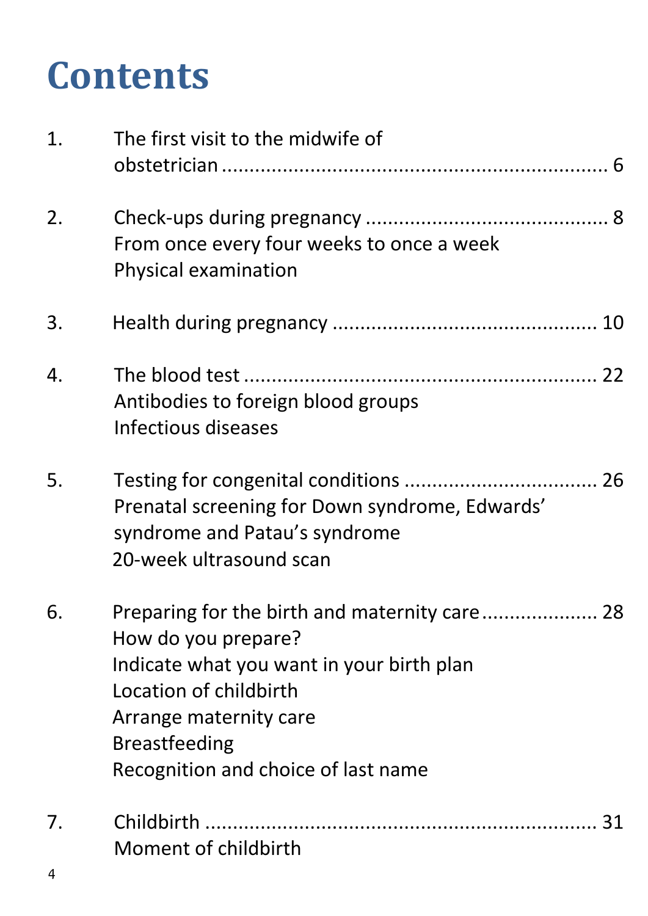# Contents

1. The first visit to the midwife of obstetrician ........................................................ 6

2. Check-ups during pregnancy ........................................... 8
   From once every four weeks to once a week
   Physical examination

3. Health during pregnancy ............................................... 10

4. The blood test ................................................................ 22
   Antibodies to foreign blood groups
   Infectious diseases

5. Testing for congenital conditions .................................. 26
   Prenatal screening for Down syndrome, Edwards' syndrome and Patau's syndrome
   20-week ultrasound scan

6. Preparing for the birth and maternity care ..................... 28
   How do you prepare?
   Indicate what you want in your birth plan
   Location of childbirth
   Arrange maternity care
   Breastfeeding
   Recognition and choice of last name

7. Childbirth ....................................................................... 31
   Moment of childbirth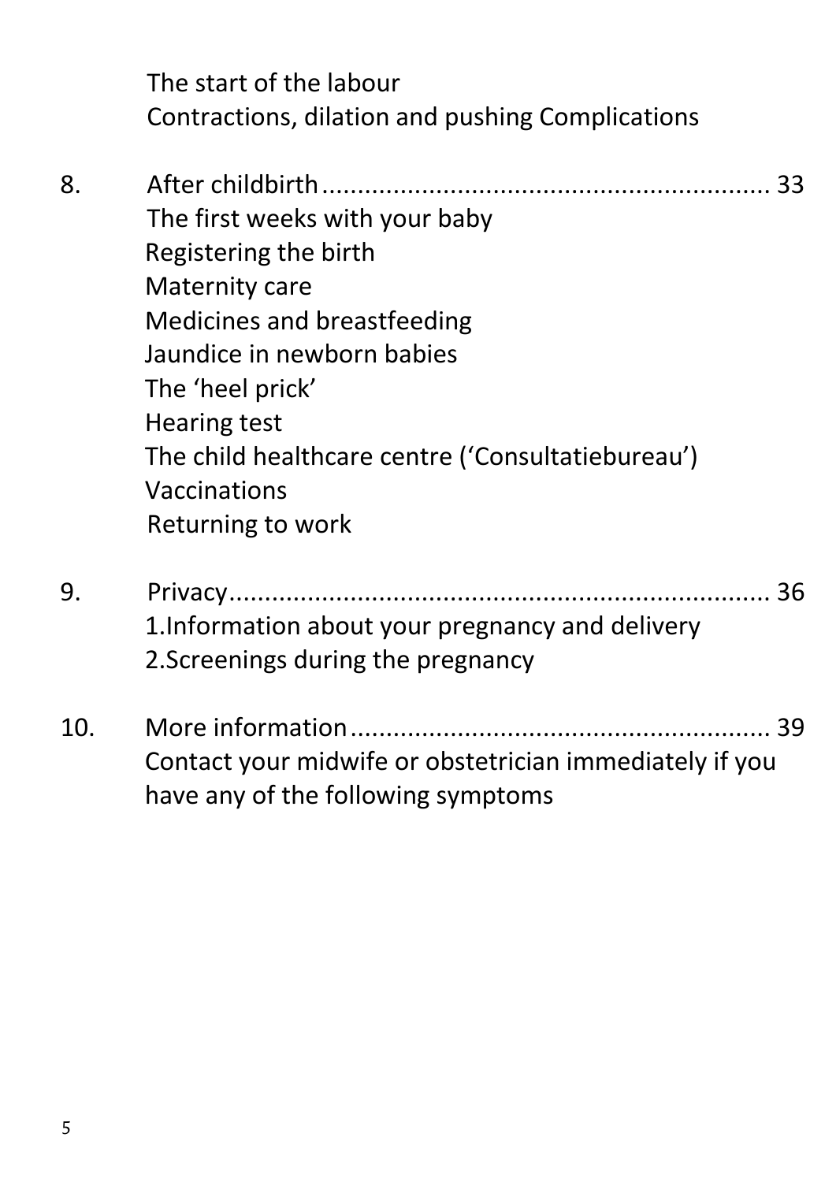The start of the labour
Contractions, dilation and pushing Complications

8. After childbirth............................................................. 33
   The first weeks with your baby
   Registering the birth
   Maternity care
   Medicines and breastfeeding
   Jaundice in newborn babies
   The 'heel prick'
   Hearing test
   The child healthcare centre ('Consultatiebureau')
   Vaccinations
   Returning to work

9. Privacy.......................................................................... 36
   1.Information about your pregnancy and delivery
   2.Screenings during the pregnancy

10. More information......................................................... 39
   Contact your midwife or obstetrician immediately if you have any of the following symptoms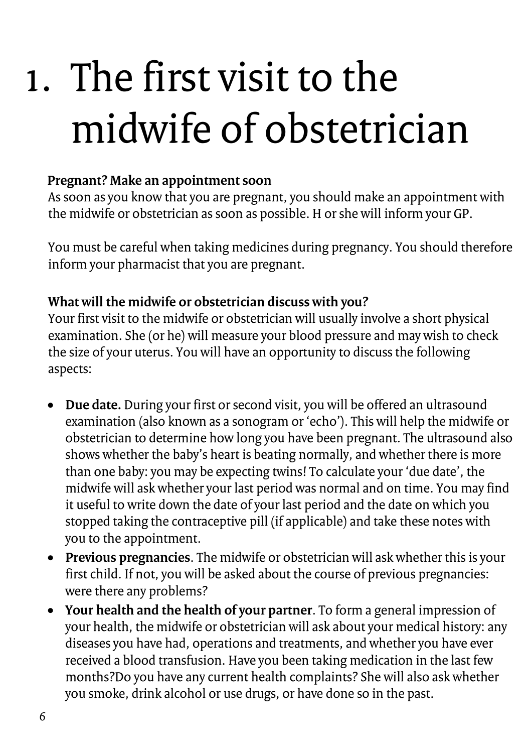# 1. The first visit to the midwife of obstetrician

**Pregnant? Make an appointment soon**

As soon as you know that you are pregnant, you should make an appointment with the midwife or obstetrician as soon as possible. H or she will inform your GP.

You must be careful when taking medicines during pregnancy. You should therefore inform your pharmacist that you are pregnant.

**What will the midwife or obstetrician discuss with you?**

Your first visit to the midwife or obstetrician will usually involve a short physical examination. She (or he) will measure your blood pressure and may wish to check the size of your uterus. You will have an opportunity to discuss the following aspects:

- **Due date.** During your first or second visit, you will be offered an ultrasound examination (also known as a sonogram or 'echo'). This will help the midwife or obstetrician to determine how long you have been pregnant. The ultrasound also shows whether the baby's heart is beating normally, and whether there is more than one baby: you may be expecting twins! To calculate your 'due date', the midwife will ask whether your last period was normal and on time. You may find it useful to write down the date of your last period and the date on which you stopped taking the contraceptive pill (if applicable) and take these notes with you to the appointment.
- **Previous pregnancies**. The midwife or obstetrician will ask whether this is your first child. If not, you will be asked about the course of previous pregnancies: were there any problems?
- **Your health and the health of your partner**. To form a general impression of your health, the midwife or obstetrician will ask about your medical history: any diseases you have had, operations and treatments, and whether you have ever received a blood transfusion. Have you been taking medication in the last few months?Do you have any current health complaints? She will also ask whether you smoke, drink alcohol or use drugs, or have done so in the past.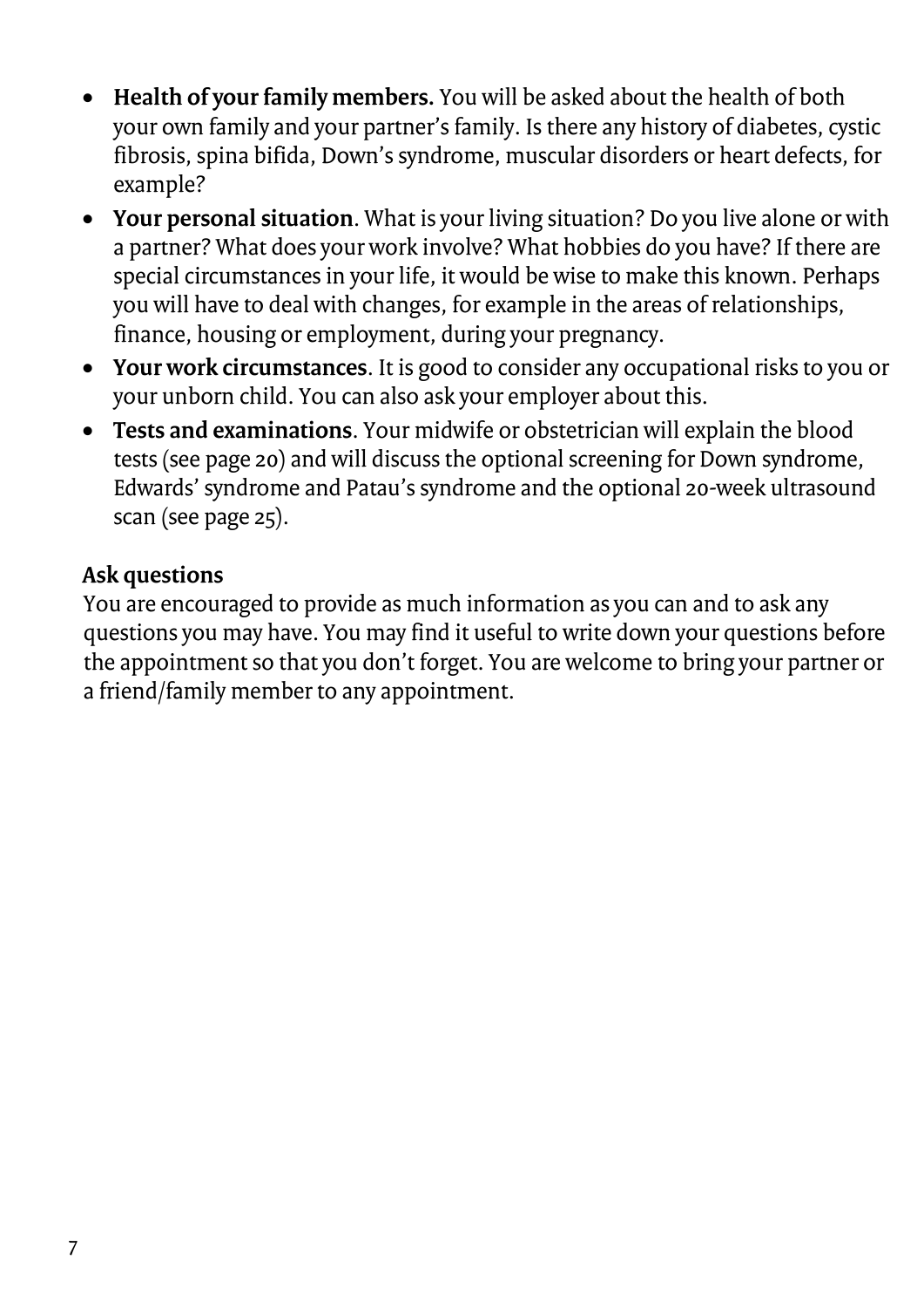- **Health of your family members.** You will be asked about the health of both your own family and your partner's family. Is there any history of diabetes, cystic fibrosis, spina bifida, Down's syndrome, muscular disorders or heart defects, for example?
- **Your personal situation**. What is your living situation? Do you live alone or with a partner? What does your work involve? What hobbies do you have? If there are special circumstances in your life, it would be wise to make this known. Perhaps you will have to deal with changes, for example in the areas of relationships, finance, housing or employment, during your pregnancy.
- **Your work circumstances**. It is good to consider any occupational risks to you or your unborn child. You can also ask your employer about this.
- **Tests and examinations**. Your midwife or obstetrician will explain the blood tests (see page 20) and will discuss the optional screening for Down syndrome, Edwards' syndrome and Patau's syndrome and the optional 20-week ultrasound scan (see page 25).

**Ask questions**

You are encouraged to provide as much information as you can and to ask any questions you may have. You may find it useful to write down your questions before the appointment so that you don't forget. You are welcome to bring your partner or a friend/family member to any appointment.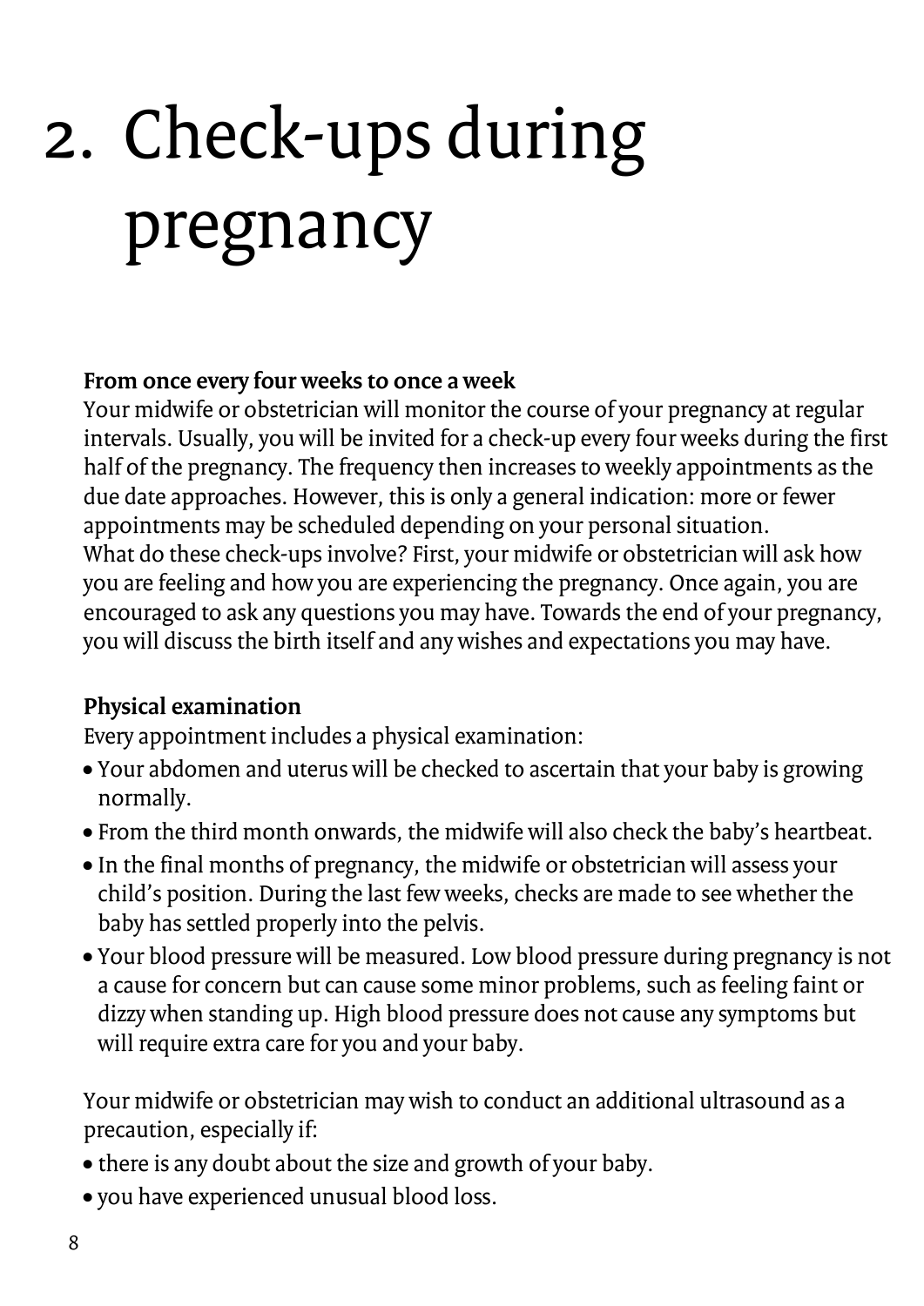# 2. Check-ups during pregnancy

**From once every four weeks to once a week**
Your midwife or obstetrician will monitor the course of your pregnancy at regular intervals. Usually, you will be invited for a check-up every four weeks during the first half of the pregnancy. The frequency then increases to weekly appointments as the due date approaches. However, this is only a general indication: more or fewer appointments may be scheduled depending on your personal situation.
What do these check-ups involve? First, your midwife or obstetrician will ask how you are feeling and how you are experiencing the pregnancy. Once again, you are encouraged to ask any questions you may have. Towards the end of your pregnancy, you will discuss the birth itself and any wishes and expectations you may have.

**Physical examination**
Every appointment includes a physical examination:

- Your abdomen and uterus will be checked to ascertain that your baby is growing normally.
- From the third month onwards, the midwife will also check the baby's heartbeat.
- In the final months of pregnancy, the midwife or obstetrician will assess your child's position. During the last few weeks, checks are made to see whether the baby has settled properly into the pelvis.
- Your blood pressure will be measured. Low blood pressure during pregnancy is not a cause for concern but can cause some minor problems, such as feeling faint or dizzy when standing up. High blood pressure does not cause any symptoms but will require extra care for you and your baby.

Your midwife or obstetrician may wish to conduct an additional ultrasound as a precaution, especially if:

- there is any doubt about the size and growth of your baby.
- you have experienced unusual blood loss.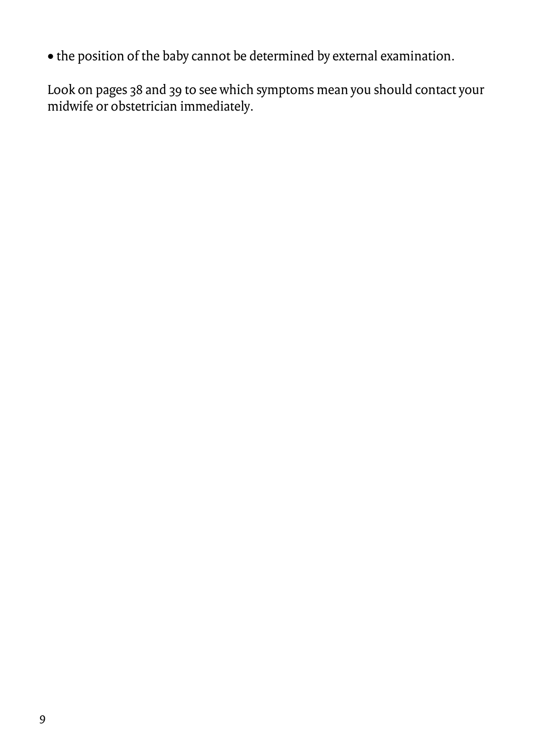- the position of the baby cannot be determined by external examination.

Look on pages 38 and 39 to see which symptoms mean you should contact your midwife or obstetrician immediately.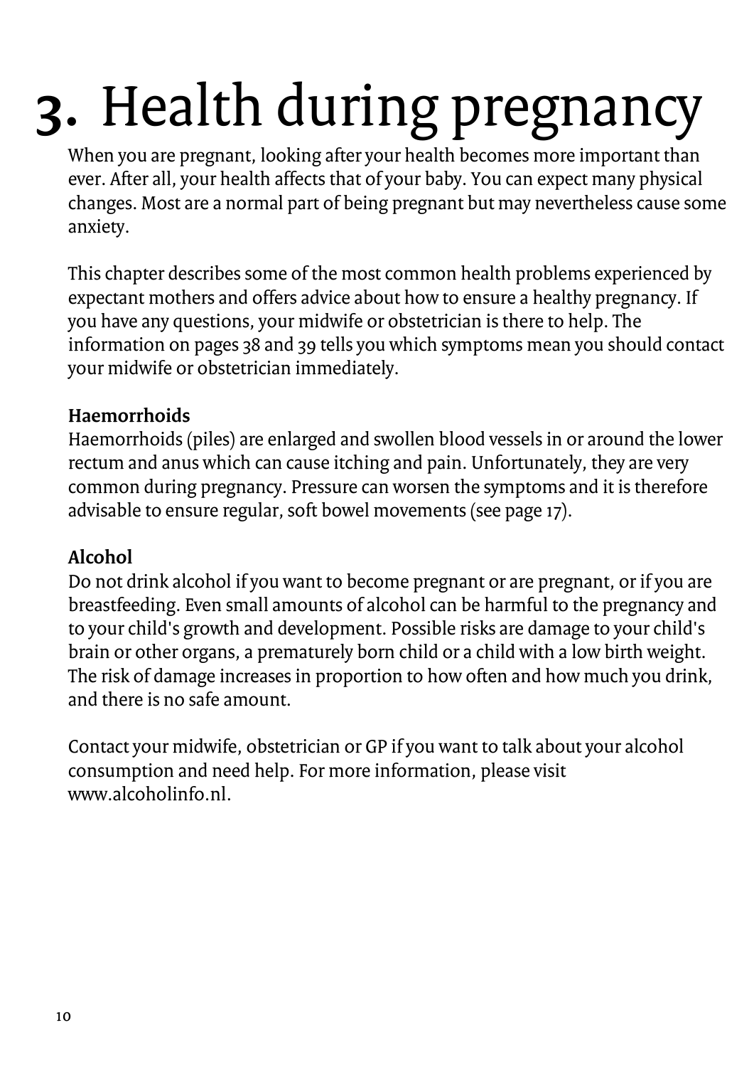# 3. Health during pregnancy

When you are pregnant, looking after your health becomes more important than ever. After all, your health affects that of your baby. You can expect many physical changes. Most are a normal part of being pregnant but may nevertheless cause some anxiety.

This chapter describes some of the most common health problems experienced by expectant mothers and offers advice about how to ensure a healthy pregnancy. If you have any questions, your midwife or obstetrician is there to help. The information on pages 38 and 39 tells you which symptoms mean you should contact your midwife or obstetrician immediately.

**Haemorrhoids**
Haemorrhoids (piles) are enlarged and swollen blood vessels in or around the lower rectum and anus which can cause itching and pain. Unfortunately, they are very common during pregnancy. Pressure can worsen the symptoms and it is therefore advisable to ensure regular, soft bowel movements (see page 17).

**Alcohol**
Do not drink alcohol if you want to become pregnant or are pregnant, or if you are breastfeeding. Even small amounts of alcohol can be harmful to the pregnancy and to your child's growth and development. Possible risks are damage to your child's brain or other organs, a prematurely born child or a child with a low birth weight. The risk of damage increases in proportion to how often and how much you drink, and there is no safe amount.

Contact your midwife, obstetrician or GP if you want to talk about your alcohol consumption and need help. For more information, please visit www.alcoholinfo.nl.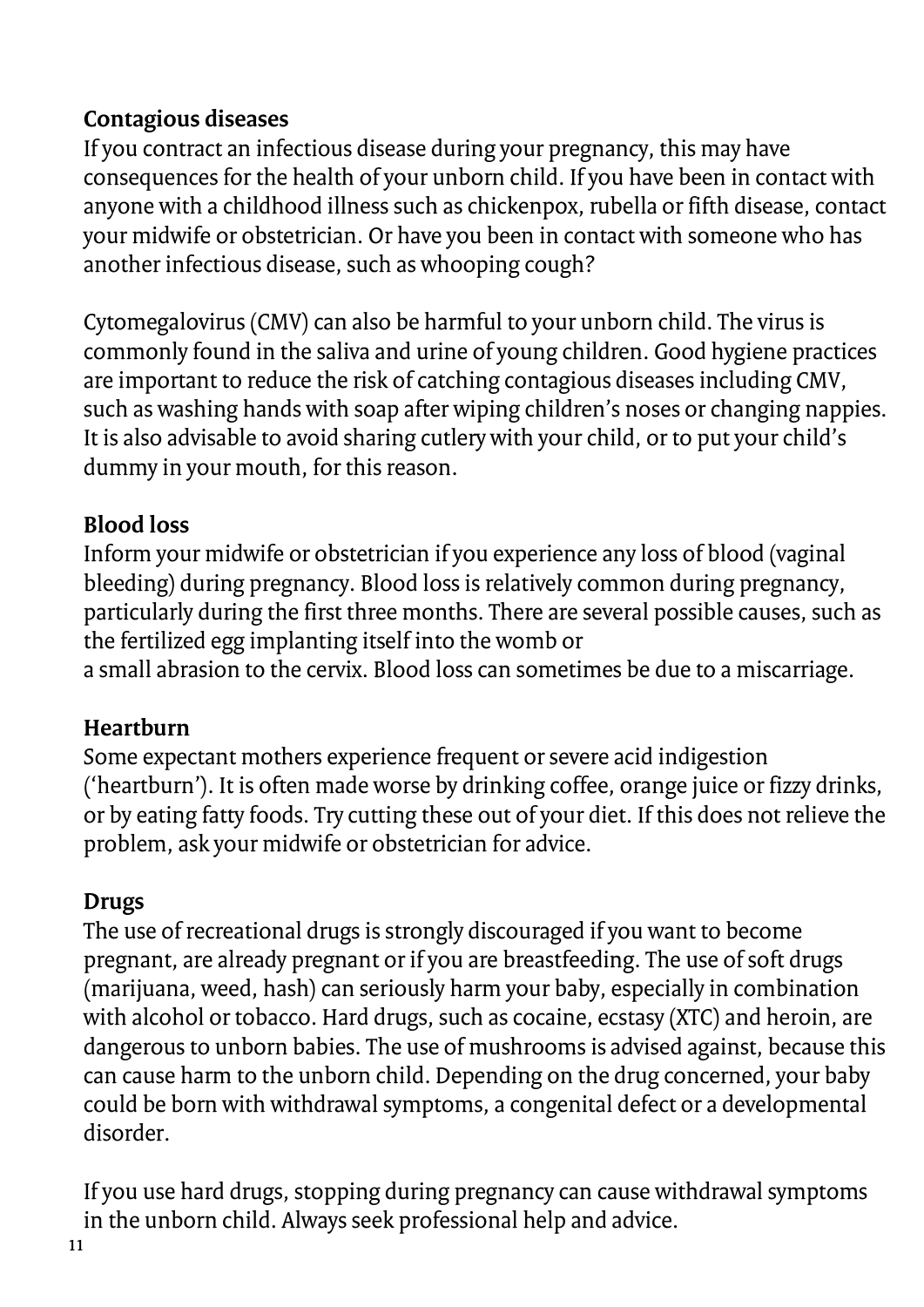### Contagious diseases

If you contract an infectious disease during your pregnancy, this may have consequences for the health of your unborn child. If you have been in contact with anyone with a childhood illness such as chickenpox, rubella or fifth disease, contact your midwife or obstetrician. Or have you been in contact with someone who has another infectious disease, such as whooping cough?

Cytomegalovirus (CMV) can also be harmful to your unborn child. The virus is commonly found in the saliva and urine of young children. Good hygiene practices are important to reduce the risk of catching contagious diseases including CMV, such as washing hands with soap after wiping children's noses or changing nappies. It is also advisable to avoid sharing cutlery with your child, or to put your child's dummy in your mouth, for this reason.

### Blood loss

Inform your midwife or obstetrician if you experience any loss of blood (vaginal bleeding) during pregnancy. Blood loss is relatively common during pregnancy, particularly during the first three months. There are several possible causes, such as the fertilized egg implanting itself into the womb or a small abrasion to the cervix. Blood loss can sometimes be due to a miscarriage.

### Heartburn

Some expectant mothers experience frequent or severe acid indigestion ('heartburn'). It is often made worse by drinking coffee, orange juice or fizzy drinks, or by eating fatty foods. Try cutting these out of your diet. If this does not relieve the problem, ask your midwife or obstetrician for advice.

### Drugs

The use of recreational drugs is strongly discouraged if you want to become pregnant, are already pregnant or if you are breastfeeding. The use of soft drugs (marijuana, weed, hash) can seriously harm your baby, especially in combination with alcohol or tobacco. Hard drugs, such as cocaine, ecstasy (XTC) and heroin, are dangerous to unborn babies. The use of mushrooms is advised against, because this can cause harm to the unborn child. Depending on the drug concerned, your baby could be born with withdrawal symptoms, a congenital defect or a developmental disorder.

If you use hard drugs, stopping during pregnancy can cause withdrawal symptoms in the unborn child. Always seek professional help and advice.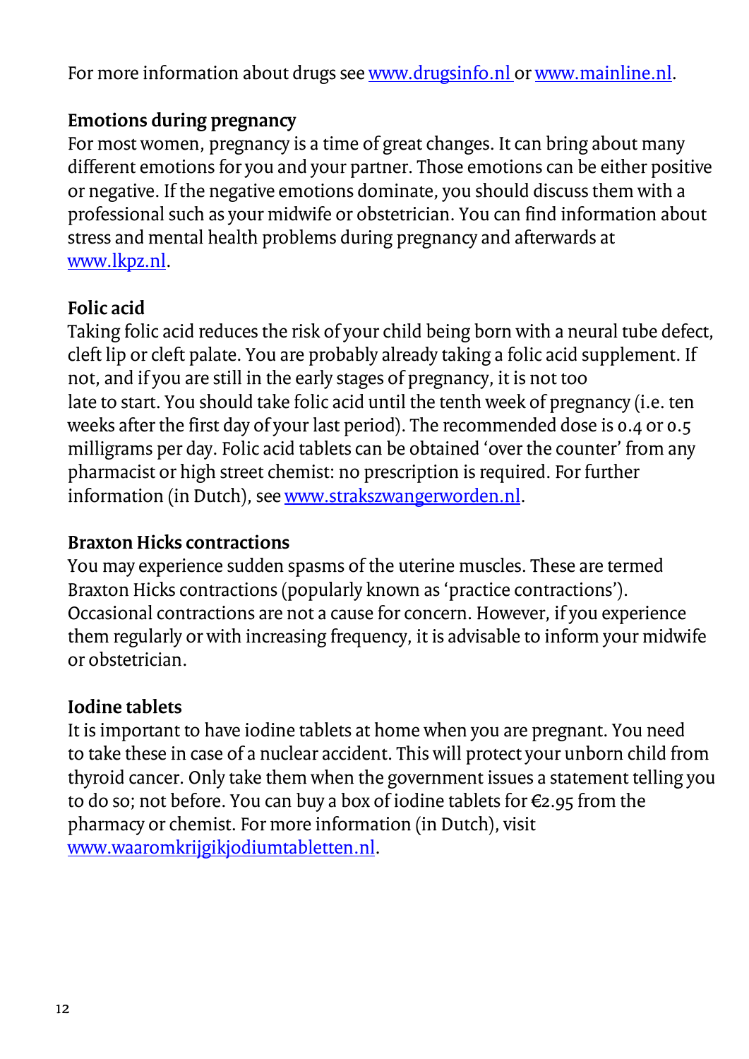For more information about drugs see www.drugsinfo.nl or www.mainline.nl.

## Emotions during pregnancy

For most women, pregnancy is a time of great changes. It can bring about many different emotions for you and your partner. Those emotions can be either positive or negative. If the negative emotions dominate, you should discuss them with a professional such as your midwife or obstetrician. You can find information about stress and mental health problems during pregnancy and afterwards at www.lkpz.nl.

## Folic acid

Taking folic acid reduces the risk of your child being born with a neural tube defect, cleft lip or cleft palate. You are probably already taking a folic acid supplement. If not, and if you are still in the early stages of pregnancy, it is not too late to start. You should take folic acid until the tenth week of pregnancy (i.e. ten weeks after the first day of your last period). The recommended dose is 0.4 or 0.5 milligrams per day. Folic acid tablets can be obtained 'over the counter' from any pharmacist or high street chemist: no prescription is required. For further information (in Dutch), see www.strakszwangerworden.nl.

## Braxton Hicks contractions

You may experience sudden spasms of the uterine muscles. These are termed Braxton Hicks contractions (popularly known as 'practice contractions'). Occasional contractions are not a cause for concern. However, if you experience them regularly or with increasing frequency, it is advisable to inform your midwife or obstetrician.

## Iodine tablets

It is important to have iodine tablets at home when you are pregnant. You need to take these in case of a nuclear accident. This will protect your unborn child from thyroid cancer. Only take them when the government issues a statement telling you to do so; not before. You can buy a box of iodine tablets for €2.95 from the pharmacy or chemist. For more information (in Dutch), visit www.waaromkrijgikjodiumtabletten.nl.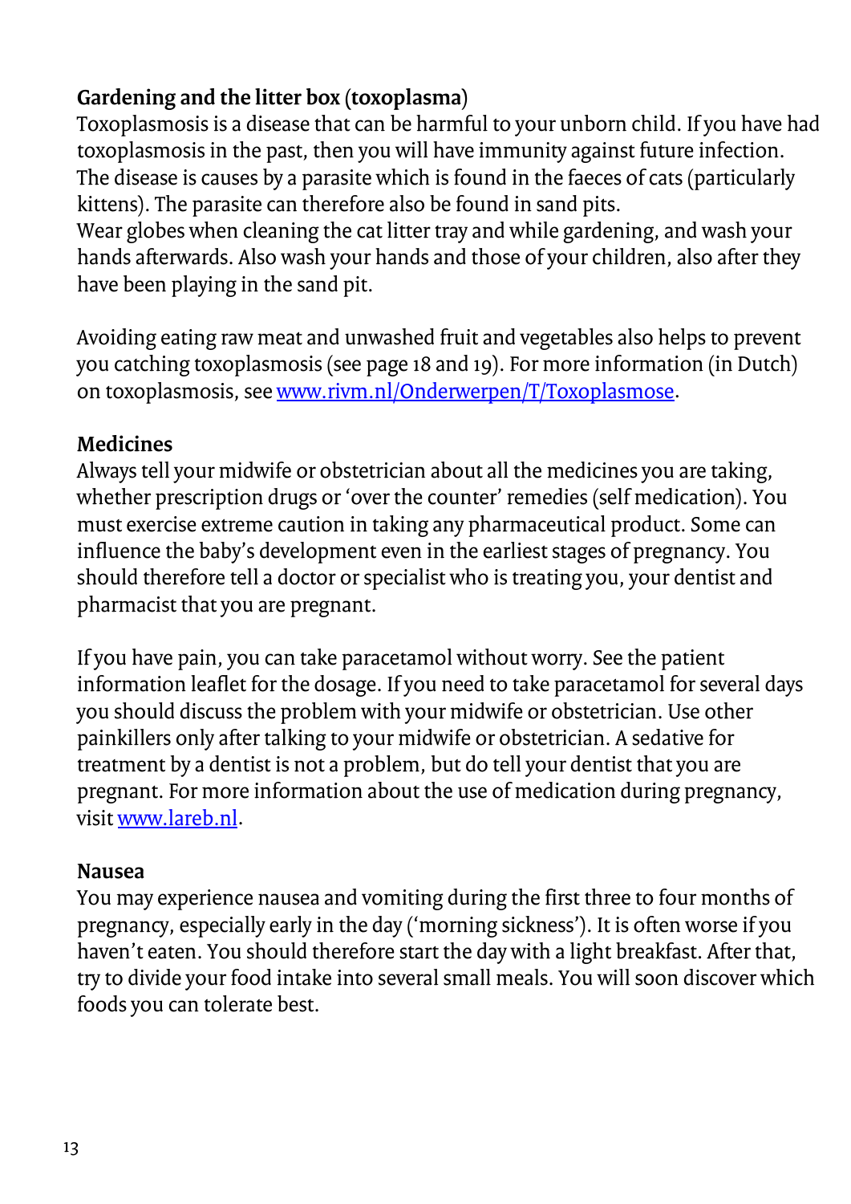## Gardening and the litter box (toxoplasma)

Toxoplasmosis is a disease that can be harmful to your unborn child. If you have had toxoplasmosis in the past, then you will have immunity against future infection. The disease is causes by a parasite which is found in the faeces of cats (particularly kittens). The parasite can therefore also be found in sand pits.
Wear globes when cleaning the cat litter tray and while gardening, and wash your hands afterwards. Also wash your hands and those of your children, also after they have been playing in the sand pit.

Avoiding eating raw meat and unwashed fruit and vegetables also helps to prevent you catching toxoplasmosis (see page 18 and 19). For more information (in Dutch) on toxoplasmosis, see [www.rivm.nl/Onderwerpen/T/Toxoplasmose](www.rivm.nl/Onderwerpen/T/Toxoplasmose).

## Medicines

Always tell your midwife or obstetrician about all the medicines you are taking, whether prescription drugs or 'over the counter' remedies (self medication). You must exercise extreme caution in taking any pharmaceutical product. Some can influence the baby's development even in the earliest stages of pregnancy. You should therefore tell a doctor or specialist who is treating you, your dentist and pharmacist that you are pregnant.

If you have pain, you can take paracetamol without worry. See the patient information leaflet for the dosage. If you need to take paracetamol for several days you should discuss the problem with your midwife or obstetrician. Use other painkillers only after talking to your midwife or obstetrician. A sedative for treatment by a dentist is not a problem, but do tell your dentist that you are pregnant. For more information about the use of medication during pregnancy, visit [www.lareb.nl](www.lareb.nl).

## Nausea

You may experience nausea and vomiting during the first three to four months of pregnancy, especially early in the day ('morning sickness'). It is often worse if you haven't eaten. You should therefore start the day with a light breakfast. After that, try to divide your food intake into several small meals. You will soon discover which foods you can tolerate best.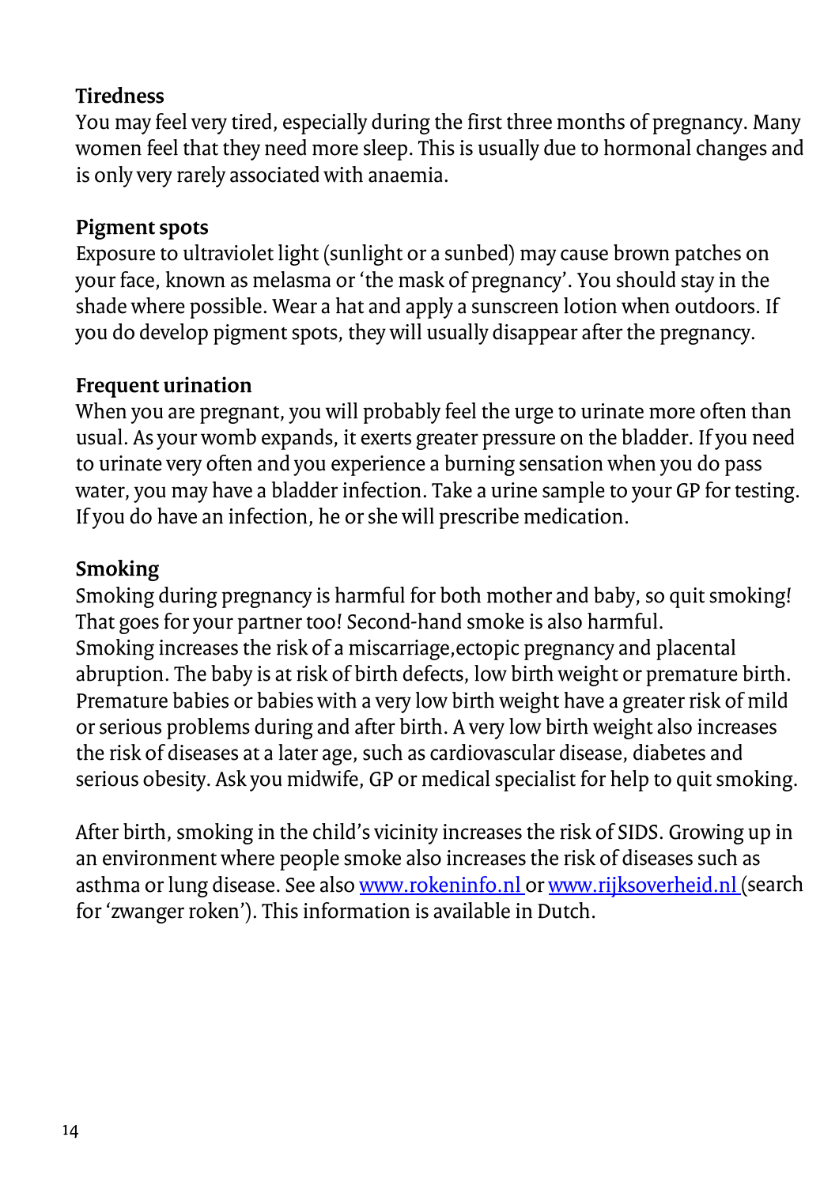**Tiredness**

You may feel very tired, especially during the first three months of pregnancy. Many women feel that they need more sleep. This is usually due to hormonal changes and is only very rarely associated with anaemia.

**Pigment spots**

Exposure to ultraviolet light (sunlight or a sunbed) may cause brown patches on your face, known as melasma or 'the mask of pregnancy'. You should stay in the shade where possible. Wear a hat and apply a sunscreen lotion when outdoors. If you do develop pigment spots, they will usually disappear after the pregnancy.

**Frequent urination**

When you are pregnant, you will probably feel the urge to urinate more often than usual. As your womb expands, it exerts greater pressure on the bladder. If you need to urinate very often and you experience a burning sensation when you do pass water, you may have a bladder infection. Take a urine sample to your GP for testing. If you do have an infection, he or she will prescribe medication.

**Smoking**

Smoking during pregnancy is harmful for both mother and baby, so quit smoking! That goes for your partner too! Second-hand smoke is also harmful.
Smoking increases the risk of a miscarriage,ectopic pregnancy and placental abruption. The baby is at risk of birth defects, low birth weight or premature birth. Premature babies or babies with a very low birth weight have a greater risk of mild or serious problems during and after birth. A very low birth weight also increases the risk of diseases at a later age, such as cardiovascular disease, diabetes and serious obesity. Ask you midwife, GP or medical specialist for help to quit smoking.

After birth, smoking in the child's vicinity increases the risk of SIDS. Growing up in an environment where people smoke also increases the risk of diseases such as asthma or lung disease. See also www.rokeninfo.nl or www.rijksoverheid.nl (search for 'zwanger roken'). This information is available in Dutch.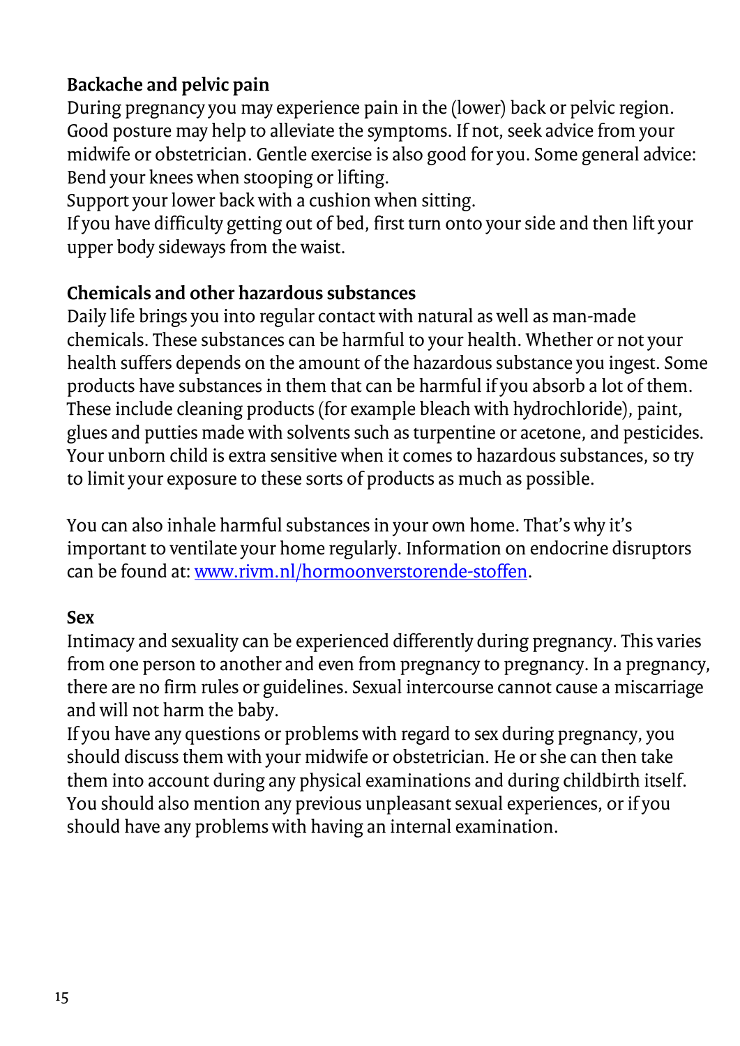**Backache and pelvic pain**

During pregnancy you may experience pain in the (lower) back or pelvic region. Good posture may help to alleviate the symptoms. If not, seek advice from your midwife or obstetrician. Gentle exercise is also good for you. Some general advice:
Bend your knees when stooping or lifting.
Support your lower back with a cushion when sitting.
If you have difficulty getting out of bed, first turn onto your side and then lift your upper body sideways from the waist.

**Chemicals and other hazardous substances**

Daily life brings you into regular contact with natural as well as man-made chemicals. These substances can be harmful to your health. Whether or not your health suffers depends on the amount of the hazardous substance you ingest. Some products have substances in them that can be harmful if you absorb a lot of them. These include cleaning products (for example bleach with hydrochloride), paint, glues and putties made with solvents such as turpentine or acetone, and pesticides. Your unborn child is extra sensitive when it comes to hazardous substances, so try to limit your exposure to these sorts of products as much as possible.

You can also inhale harmful substances in your own home. That's why it's important to ventilate your home regularly. Information on endocrine disruptors can be found at: [www.rivm.nl/hormoonverstorende-stoffen](http://www.rivm.nl/hormoonverstorende-stoffen).

**Sex**

Intimacy and sexuality can be experienced differently during pregnancy. This varies from one person to another and even from pregnancy to pregnancy. In a pregnancy, there are no firm rules or guidelines. Sexual intercourse cannot cause a miscarriage and will not harm the baby.
If you have any questions or problems with regard to sex during pregnancy, you should discuss them with your midwife or obstetrician. He or she can then take them into account during any physical examinations and during childbirth itself. You should also mention any previous unpleasant sexual experiences, or if you should have any problems with having an internal examination.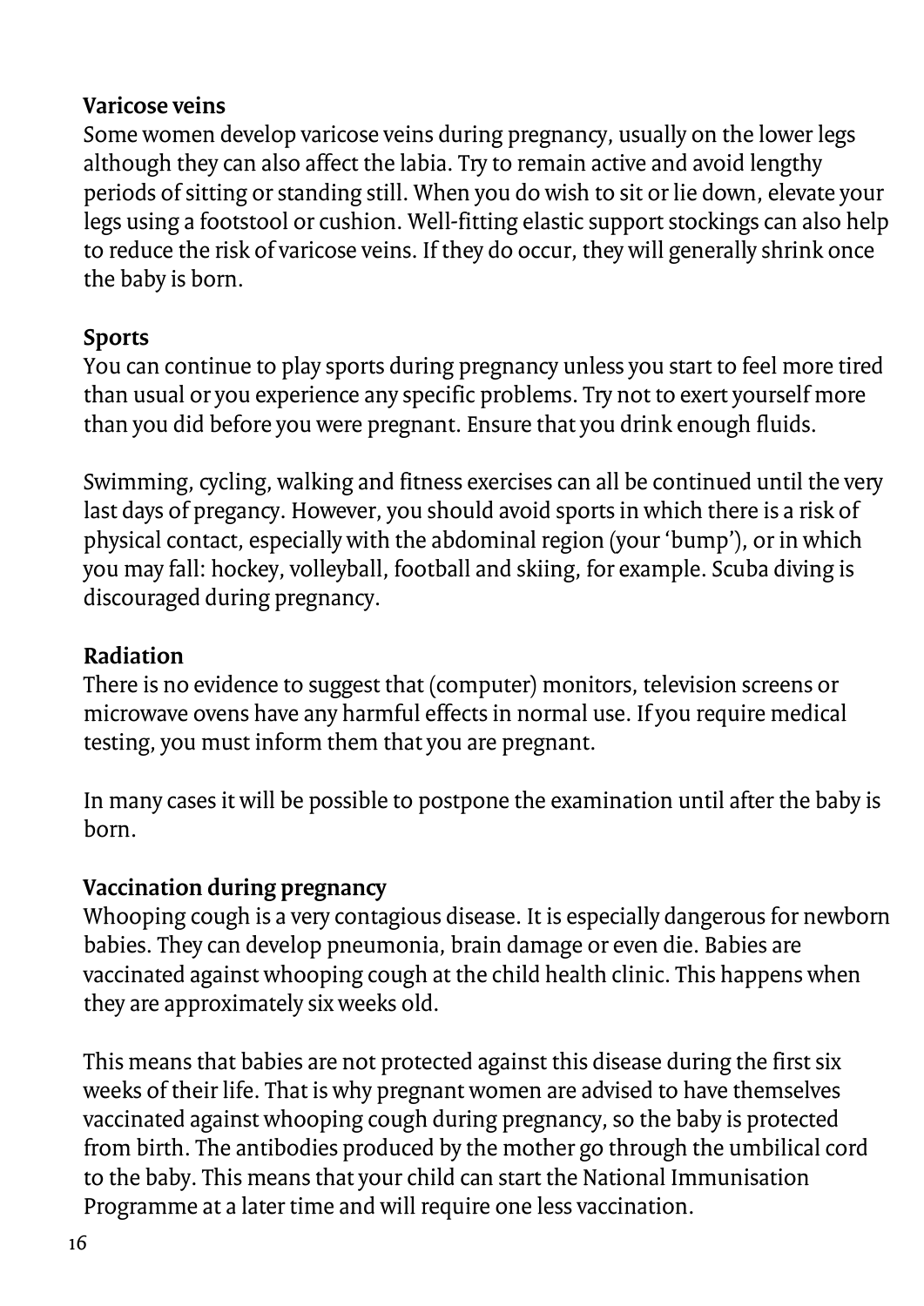**Varicose veins**

Some women develop varicose veins during pregnancy, usually on the lower legs although they can also affect the labia. Try to remain active and avoid lengthy periods of sitting or standing still. When you do wish to sit or lie down, elevate your legs using a footstool or cushion. Well-fitting elastic support stockings can also help to reduce the risk of varicose veins. If they do occur, they will generally shrink once the baby is born.

**Sports**

You can continue to play sports during pregnancy unless you start to feel more tired than usual or you experience any specific problems. Try not to exert yourself more than you did before you were pregnant. Ensure that you drink enough fluids.

Swimming, cycling, walking and fitness exercises can all be continued until the very last days of pregancy. However, you should avoid sports in which there is a risk of physical contact, especially with the abdominal region (your 'bump'), or in which you may fall: hockey, volleyball, football and skiing, for example. Scuba diving is discouraged during pregnancy.

**Radiation**

There is no evidence to suggest that (computer) monitors, television screens or microwave ovens have any harmful effects in normal use. If you require medical testing, you must inform them that you are pregnant.

In many cases it will be possible to postpone the examination until after the baby is born.

**Vaccination during pregnancy**

Whooping cough is a very contagious disease. It is especially dangerous for newborn babies. They can develop pneumonia, brain damage or even die. Babies are vaccinated against whooping cough at the child health clinic. This happens when they are approximately six weeks old.

This means that babies are not protected against this disease during the first six weeks of their life. That is why pregnant women are advised to have themselves vaccinated against whooping cough during pregnancy, so the baby is protected from birth. The antibodies produced by the mother go through the umbilical cord to the baby. This means that your child can start the National Immunisation Programme at a later time and will require one less vaccination.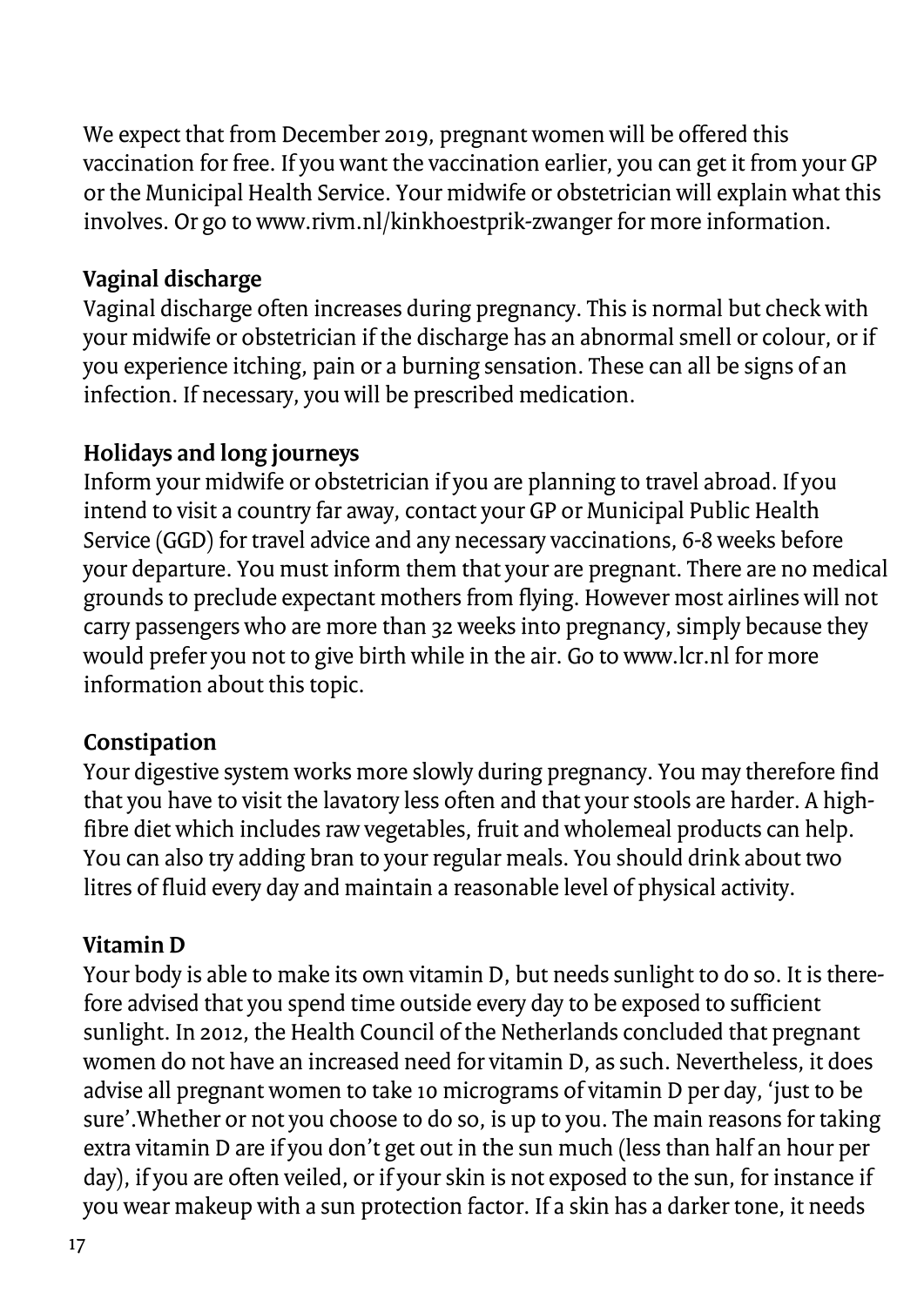We expect that from December 2019, pregnant women will be offered this vaccination for free. If you want the vaccination earlier, you can get it from your GP or the Municipal Health Service. Your midwife or obstetrician will explain what this involves. Or go to www.rivm.nl/kinkhoestprik-zwanger for more information.

### Vaginal discharge

Vaginal discharge often increases during pregnancy. This is normal but check with your midwife or obstetrician if the discharge has an abnormal smell or colour, or if you experience itching, pain or a burning sensation. These can all be signs of an infection. If necessary, you will be prescribed medication.

### Holidays and long journeys

Inform your midwife or obstetrician if you are planning to travel abroad. If you intend to visit a country far away, contact your GP or Municipal Public Health Service (GGD) for travel advice and any necessary vaccinations, 6-8 weeks before your departure. You must inform them that your are pregnant. There are no medical grounds to preclude expectant mothers from flying. However most airlines will not carry passengers who are more than 32 weeks into pregnancy, simply because they would prefer you not to give birth while in the air. Go to www.lcr.nl for more information about this topic.

### Constipation

Your digestive system works more slowly during pregnancy. You may therefore find that you have to visit the lavatory less often and that your stools are harder. A high-fibre diet which includes raw vegetables, fruit and wholemeal products can help. You can also try adding bran to your regular meals. You should drink about two litres of fluid every day and maintain a reasonable level of physical activity.

### Vitamin D

Your body is able to make its own vitamin D, but needs sunlight to do so. It is therefore advised that you spend time outside every day to be exposed to sufficient sunlight. In 2012, the Health Council of the Netherlands concluded that pregnant women do not have an increased need for vitamin D, as such. Nevertheless, it does advise all pregnant women to take 10 micrograms of vitamin D per day, 'just to be sure'.Whether or not you choose to do so, is up to you. The main reasons for taking extra vitamin D are if you don't get out in the sun much (less than half an hour per day), if you are often veiled, or if your skin is not exposed to the sun, for instance if you wear makeup with a sun protection factor. If a skin has a darker tone, it needs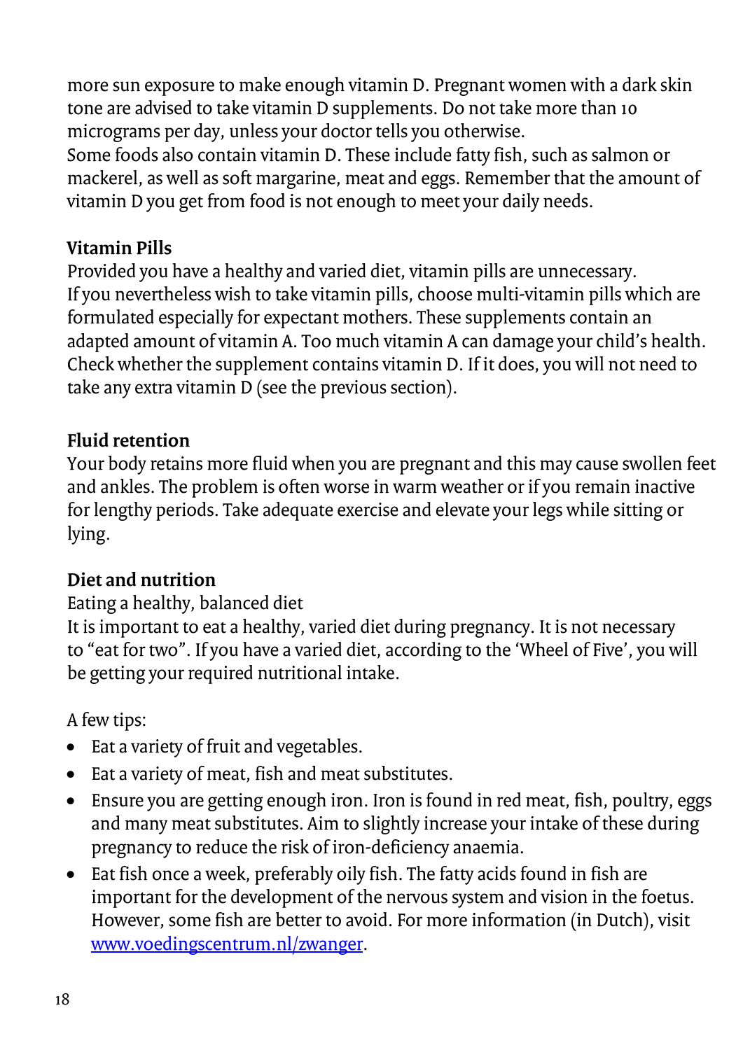more sun exposure to make enough vitamin D. Pregnant women with a dark skin tone are advised to take vitamin D supplements. Do not take more than 10 micrograms per day, unless your doctor tells you otherwise.
Some foods also contain vitamin D. These include fatty fish, such as salmon or mackerel, as well as soft margarine, meat and eggs. Remember that the amount of vitamin D you get from food is not enough to meet your daily needs.

### Vitamin Pills

Provided you have a healthy and varied diet, vitamin pills are unnecessary.
If you nevertheless wish to take vitamin pills, choose multi-vitamin pills which are formulated especially for expectant mothers. These supplements contain an adapted amount of vitamin A. Too much vitamin A can damage your child's health. Check whether the supplement contains vitamin D. If it does, you will not need to take any extra vitamin D (see the previous section).

### Fluid retention

Your body retains more fluid when you are pregnant and this may cause swollen feet and ankles. The problem is often worse in warm weather or if you remain inactive for lengthy periods. Take adequate exercise and elevate your legs while sitting or lying.

### Diet and nutrition

Eating a healthy, balanced diet
It is important to eat a healthy, varied diet during pregnancy. It is not necessary to "eat for two". If you have a varied diet, according to the 'Wheel of Five', you will be getting your required nutritional intake.

A few tips:

- Eat a variety of fruit and vegetables.
- Eat a variety of meat, fish and meat substitutes.
- Ensure you are getting enough iron. Iron is found in red meat, fish, poultry, eggs and many meat substitutes. Aim to slightly increase your intake of these during pregnancy to reduce the risk of iron-deficiency anaemia.
- Eat fish once a week, preferably oily fish. The fatty acids found in fish are important for the development of the nervous system and vision in the foetus. However, some fish are better to avoid. For more information (in Dutch), visit [www.voedingscentrum.nl/zwanger](www.voedingscentrum.nl/zwanger).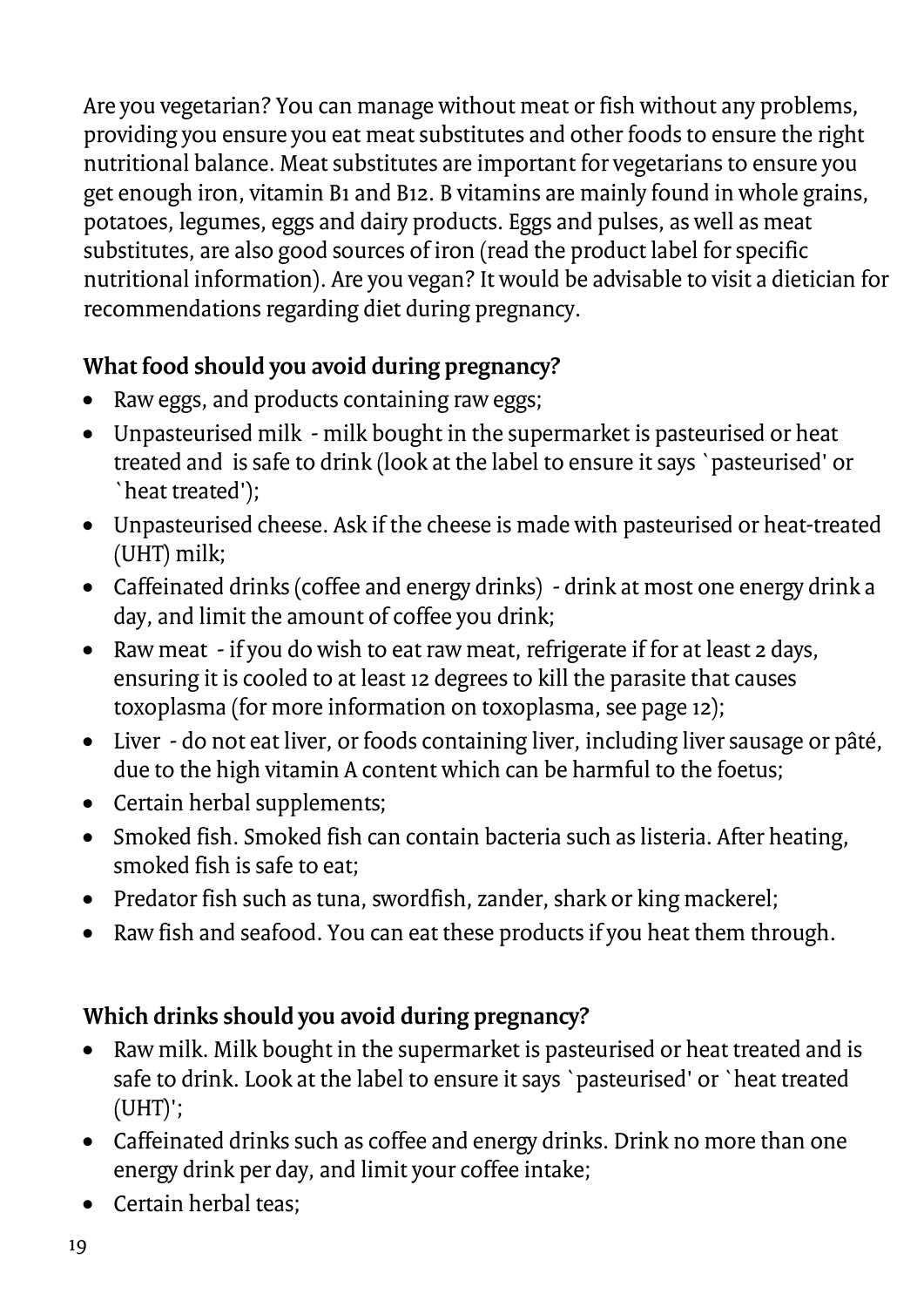Are you vegetarian? You can manage without meat or fish without any problems, providing you ensure you eat meat substitutes and other foods to ensure the right nutritional balance. Meat substitutes are important for vegetarians to ensure you get enough iron, vitamin B1 and B12. B vitamins are mainly found in whole grains, potatoes, legumes, eggs and dairy products. Eggs and pulses, as well as meat substitutes, are also good sources of iron (read the product label for specific nutritional information). Are you vegan? It would be advisable to visit a dietician for recommendations regarding diet during pregnancy.

**What food should you avoid during pregnancy?**

- Raw eggs, and products containing raw eggs;
- Unpasteurised milk - milk bought in the supermarket is pasteurised or heat treated and is safe to drink (look at the label to ensure it says `pasteurised' or `heat treated');
- Unpasteurised cheese. Ask if the cheese is made with pasteurised or heat-treated (UHT) milk;
- Caffeinated drinks (coffee and energy drinks) - drink at most one energy drink a day, and limit the amount of coffee you drink;
- Raw meat - if you do wish to eat raw meat, refrigerate if for at least 2 days, ensuring it is cooled to at least 12 degrees to kill the parasite that causes toxoplasma (for more information on toxoplasma, see page 12);
- Liver - do not eat liver, or foods containing liver, including liver sausage or pâté, due to the high vitamin A content which can be harmful to the foetus;
- Certain herbal supplements;
- Smoked fish. Smoked fish can contain bacteria such as listeria. After heating, smoked fish is safe to eat;
- Predator fish such as tuna, swordfish, zander, shark or king mackerel;
- Raw fish and seafood. You can eat these products if you heat them through.

**Which drinks should you avoid during pregnancy?**

- Raw milk. Milk bought in the supermarket is pasteurised or heat treated and is safe to drink. Look at the label to ensure it says `pasteurised' or `heat treated (UHT)';
- Caffeinated drinks such as coffee and energy drinks. Drink no more than one energy drink per day, and limit your coffee intake;
- Certain herbal teas;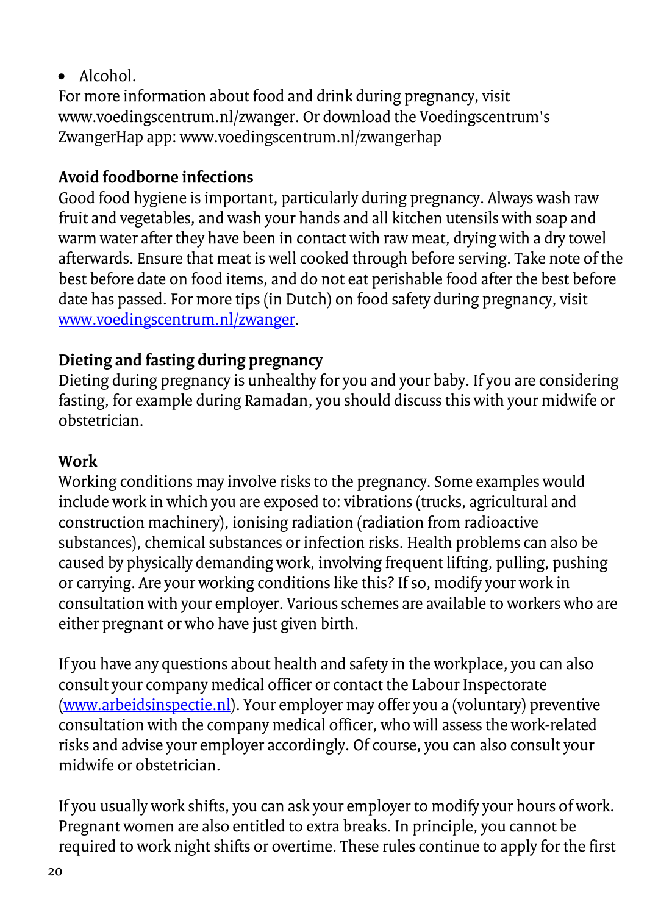- Alcohol.

For more information about food and drink during pregnancy, visit www.voedingscentrum.nl/zwanger. Or download the Voedingscentrum's ZwangerHap app: www.voedingscentrum.nl/zwangerhap

**Avoid foodborne infections**

Good food hygiene is important, particularly during pregnancy. Always wash raw fruit and vegetables, and wash your hands and all kitchen utensils with soap and warm water after they have been in contact with raw meat, drying with a dry towel afterwards. Ensure that meat is well cooked through before serving. Take note of the best before date on food items, and do not eat perishable food after the best before date has passed. For more tips (in Dutch) on food safety during pregnancy, visit www.voedingscentrum.nl/zwanger.

**Dieting and fasting during pregnancy**

Dieting during pregnancy is unhealthy for you and your baby. If you are considering fasting, for example during Ramadan, you should discuss this with your midwife or obstetrician.

**Work**

Working conditions may involve risks to the pregnancy. Some examples would include work in which you are exposed to: vibrations (trucks, agricultural and construction machinery), ionising radiation (radiation from radioactive substances), chemical substances or infection risks. Health problems can also be caused by physically demanding work, involving frequent lifting, pulling, pushing or carrying. Are your working conditions like this? If so, modify your work in consultation with your employer. Various schemes are available to workers who are either pregnant or who have just given birth.

If you have any questions about health and safety in the workplace, you can also consult your company medical officer or contact the Labour Inspectorate (www.arbeidsinspectie.nl). Your employer may offer you a (voluntary) preventive consultation with the company medical officer, who will assess the work-related risks and advise your employer accordingly. Of course, you can also consult your midwife or obstetrician.

If you usually work shifts, you can ask your employer to modify your hours of work. Pregnant women are also entitled to extra breaks. In principle, you cannot be required to work night shifts or overtime. These rules continue to apply for the first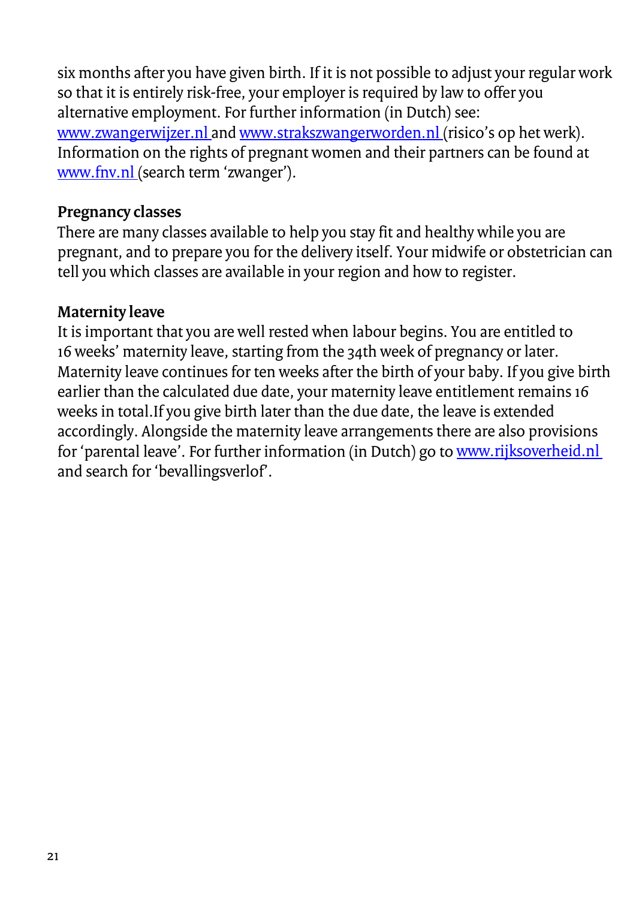six months after you have given birth. If it is not possible to adjust your regular work so that it is entirely risk-free, your employer is required by law to offer you alternative employment. For further information (in Dutch) see: www.zwangerwijzer.nl and www.strakszwangerworden.nl (risico's op het werk). Information on the rights of pregnant women and their partners can be found at www.fnv.nl (search term 'zwanger').

## Pregnancy classes

There are many classes available to help you stay fit and healthy while you are pregnant, and to prepare you for the delivery itself. Your midwife or obstetrician can tell you which classes are available in your region and how to register.

## Maternity leave

It is important that you are well rested when labour begins. You are entitled to 16 weeks' maternity leave, starting from the 34th week of pregnancy or later. Maternity leave continues for ten weeks after the birth of your baby. If you give birth earlier than the calculated due date, your maternity leave entitlement remains 16 weeks in total.If you give birth later than the due date, the leave is extended accordingly. Alongside the maternity leave arrangements there are also provisions for 'parental leave'. For further information (in Dutch) go to www.rijksoverheid.nl and search for 'bevallingsverlof'.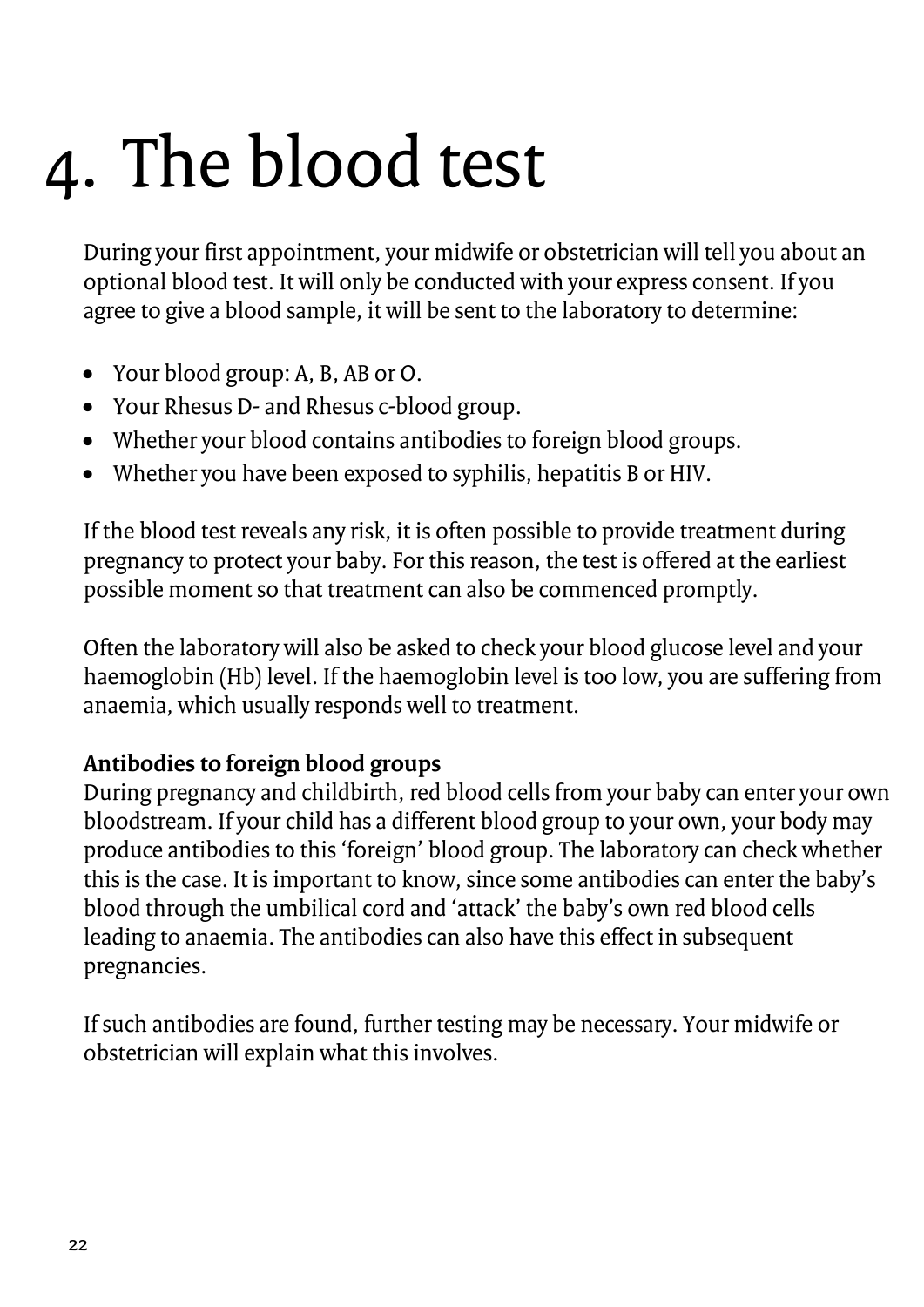# 4. The blood test

During your first appointment, your midwife or obstetrician will tell you about an optional blood test. It will only be conducted with your express consent. If you agree to give a blood sample, it will be sent to the laboratory to determine:

- Your blood group: A, B, AB or O.
- Your Rhesus D- and Rhesus c-blood group.
- Whether your blood contains antibodies to foreign blood groups.
- Whether you have been exposed to syphilis, hepatitis B or HIV.

If the blood test reveals any risk, it is often possible to provide treatment during pregnancy to protect your baby. For this reason, the test is offered at the earliest possible moment so that treatment can also be commenced promptly.

Often the laboratory will also be asked to check your blood glucose level and your haemoglobin (Hb) level. If the haemoglobin level is too low, you are suffering from anaemia, which usually responds well to treatment.

**Antibodies to foreign blood groups**

During pregnancy and childbirth, red blood cells from your baby can enter your own bloodstream. If your child has a different blood group to your own, your body may produce antibodies to this 'foreign' blood group. The laboratory can check whether this is the case. It is important to know, since some antibodies can enter the baby's blood through the umbilical cord and 'attack' the baby's own red blood cells leading to anaemia. The antibodies can also have this effect in subsequent pregnancies.

If such antibodies are found, further testing may be necessary. Your midwife or obstetrician will explain what this involves.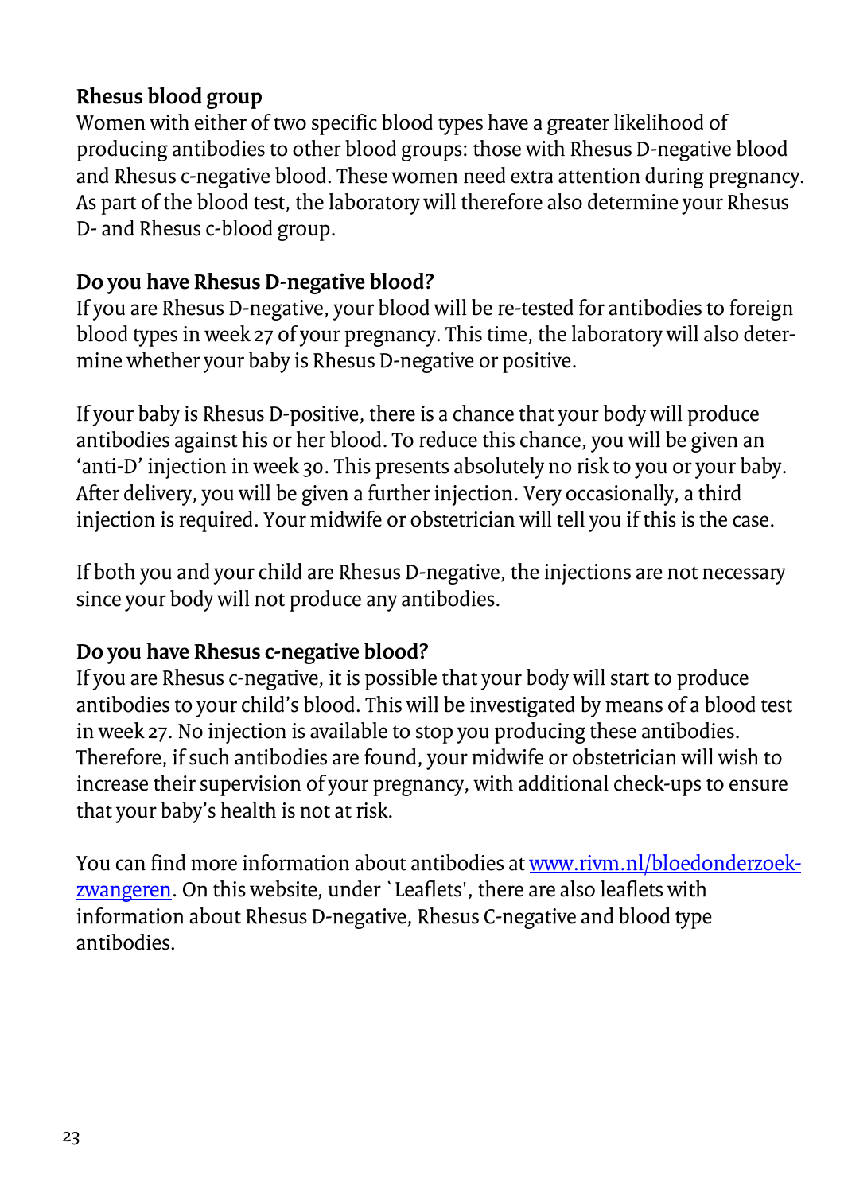**Rhesus blood group**

Women with either of two specific blood types have a greater likelihood of producing antibodies to other blood groups: those with Rhesus D-negative blood and Rhesus c-negative blood. These women need extra attention during pregnancy. As part of the blood test, the laboratory will therefore also determine your Rhesus D- and Rhesus c-blood group.

**Do you have Rhesus D-negative blood?**

If you are Rhesus D-negative, your blood will be re-tested for antibodies to foreign blood types in week 27 of your pregnancy. This time, the laboratory will also determine whether your baby is Rhesus D-negative or positive.

If your baby is Rhesus D-positive, there is a chance that your body will produce antibodies against his or her blood. To reduce this chance, you will be given an 'anti-D' injection in week 30. This presents absolutely no risk to you or your baby. After delivery, you will be given a further injection. Very occasionally, a third injection is required. Your midwife or obstetrician will tell you if this is the case.

If both you and your child are Rhesus D-negative, the injections are not necessary since your body will not produce any antibodies.

**Do you have Rhesus c-negative blood?**

If you are Rhesus c-negative, it is possible that your body will start to produce antibodies to your child's blood. This will be investigated by means of a blood test in week 27. No injection is available to stop you producing these antibodies. Therefore, if such antibodies are found, your midwife or obstetrician will wish to increase their supervision of your pregnancy, with additional check-ups to ensure that your baby's health is not at risk.

You can find more information about antibodies at [www.rivm.nl/bloedonderzoek-zwangeren](http://www.rivm.nl/bloedonderzoek-zwangeren). On this website, under `Leaflets', there are also leaflets with information about Rhesus D-negative, Rhesus C-negative and blood type antibodies.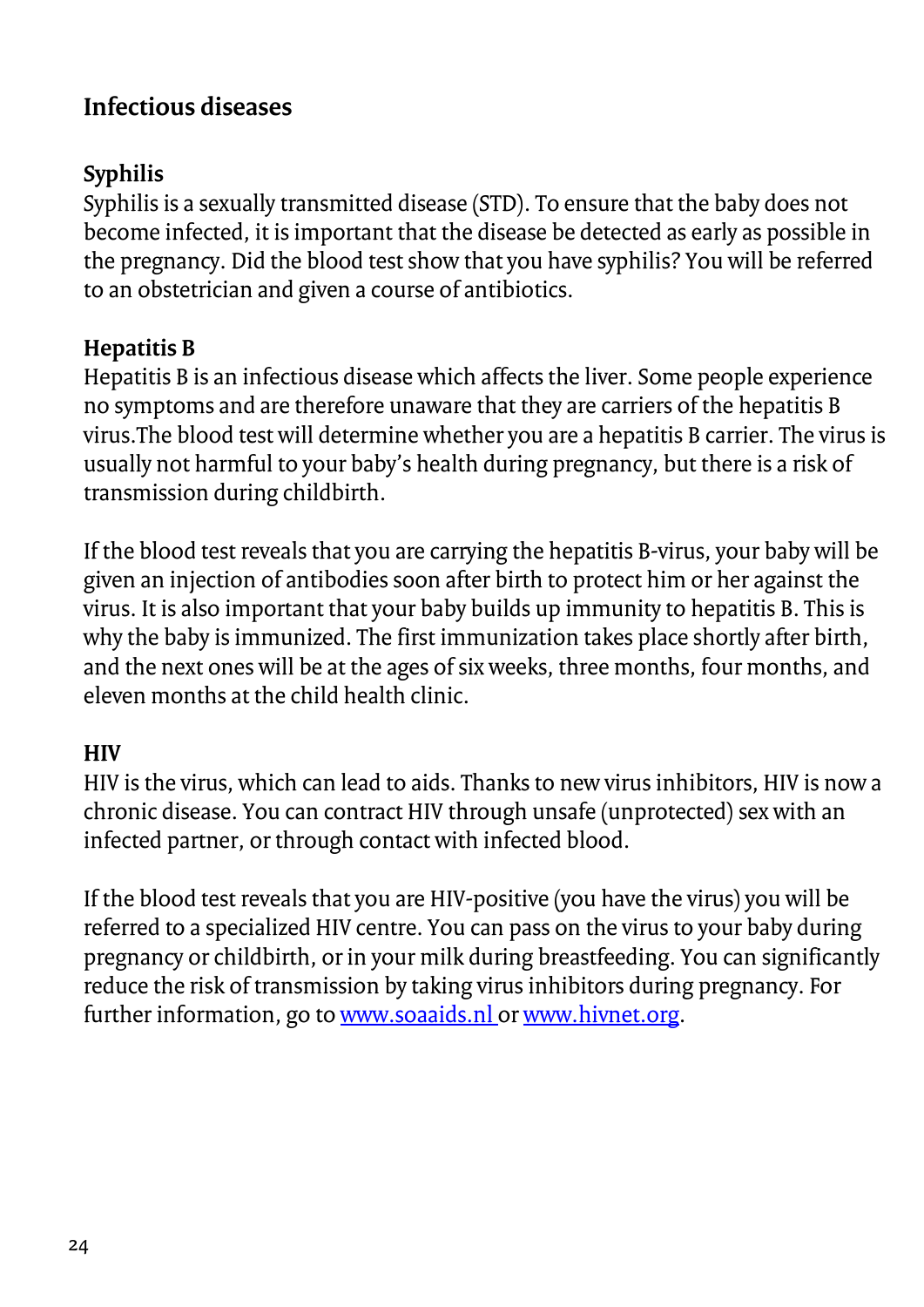## Infectious diseases

### Syphilis

Syphilis is a sexually transmitted disease (STD). To ensure that the baby does not become infected, it is important that the disease be detected as early as possible in the pregnancy. Did the blood test show that you have syphilis? You will be referred to an obstetrician and given a course of antibiotics.

### Hepatitis B

Hepatitis B is an infectious disease which affects the liver. Some people experience no symptoms and are therefore unaware that they are carriers of the hepatitis B virus.The blood test will determine whether you are a hepatitis B carrier. The virus is usually not harmful to your baby's health during pregnancy, but there is a risk of transmission during childbirth.

If the blood test reveals that you are carrying the hepatitis B-virus, your baby will be given an injection of antibodies soon after birth to protect him or her against the virus. It is also important that your baby builds up immunity to hepatitis B. This is why the baby is immunized. The first immunization takes place shortly after birth, and the next ones will be at the ages of six weeks, three months, four months, and eleven months at the child health clinic.

### HIV

HIV is the virus, which can lead to aids. Thanks to new virus inhibitors, HIV is now a chronic disease. You can contract HIV through unsafe (unprotected) sex with an infected partner, or through contact with infected blood.

If the blood test reveals that you are HIV-positive (you have the virus) you will be referred to a specialized HIV centre. You can pass on the virus to your baby during pregnancy or childbirth, or in your milk during breastfeeding. You can significantly reduce the risk of transmission by taking virus inhibitors during pregnancy. For further information, go to [www.soaaids.nl](http://www.soaaids.nl) or [www.hivnet.org](http://www.hivnet.org).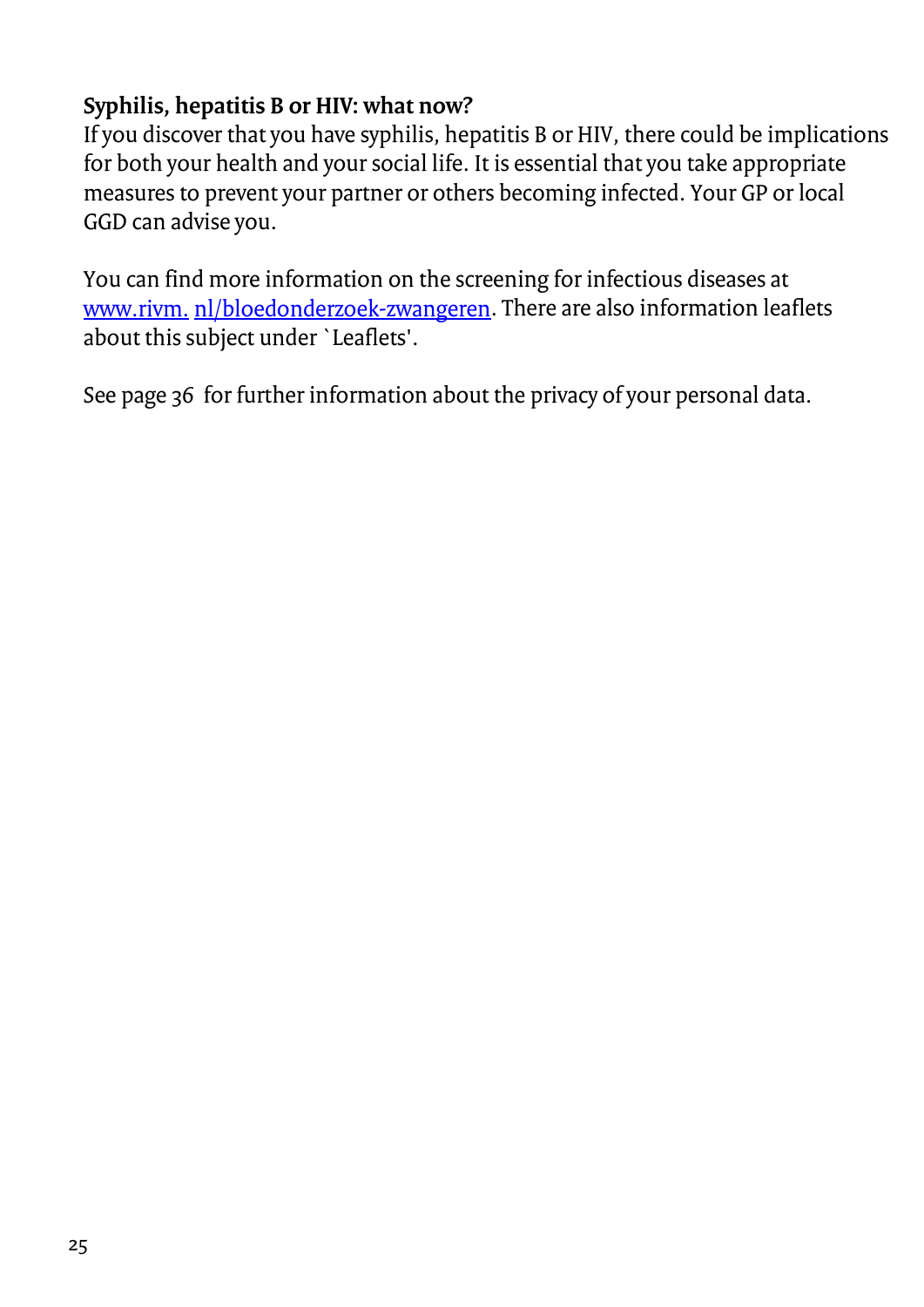**Syphilis, hepatitis B or HIV: what now?**
If you discover that you have syphilis, hepatitis B or HIV, there could be implications for both your health and your social life. It is essential that you take appropriate measures to prevent your partner or others becoming infected. Your GP or local GGD can advise you.

You can find more information on the screening for infectious diseases at [www.rivm. nl/bloedonderzoek-zwangeren](www.rivm.nl/bloedonderzoek-zwangeren). There are also information leaflets about this subject under `Leaflets'.

See page 36 for further information about the privacy of your personal data.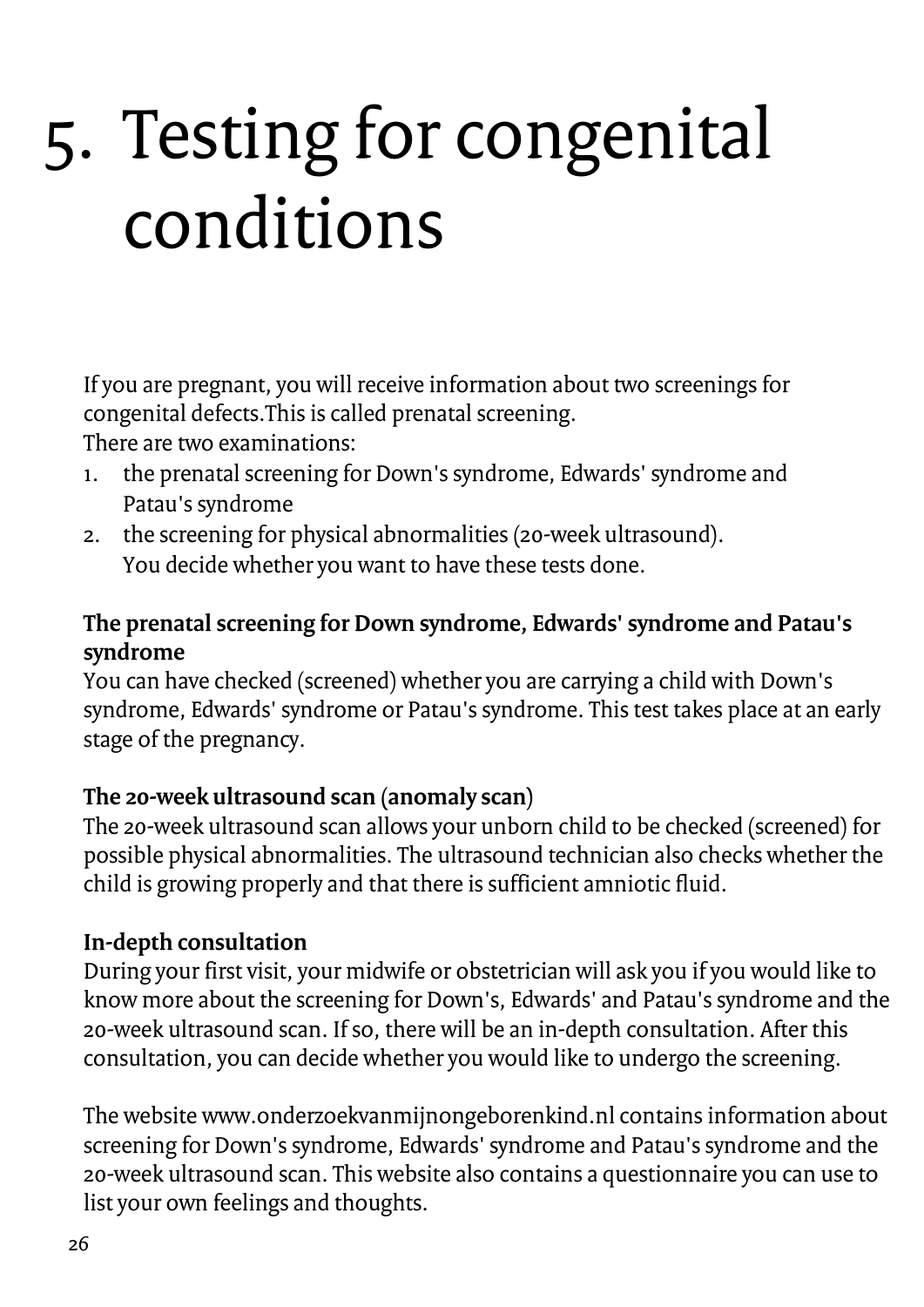# 5. Testing for congenital conditions

If you are pregnant, you will receive information about two screenings for congenital defects.This is called prenatal screening.
There are two examinations:

1. the prenatal screening for Down's syndrome, Edwards' syndrome and Patau's syndrome
2. the screening for physical abnormalities (20-week ultrasound).
   You decide whether you want to have these tests done.

**The prenatal screening for Down syndrome, Edwards' syndrome and Patau's syndrome**
You can have checked (screened) whether you are carrying a child with Down's syndrome, Edwards' syndrome or Patau's syndrome. This test takes place at an early stage of the pregnancy.

**The 20-week ultrasound scan (anomaly scan)**
The 20-week ultrasound scan allows your unborn child to be checked (screened) for possible physical abnormalities. The ultrasound technician also checks whether the child is growing properly and that there is sufficient amniotic fluid.

**In-depth consultation**
During your first visit, your midwife or obstetrician will ask you if you would like to know more about the screening for Down's, Edwards' and Patau's syndrome and the 20-week ultrasound scan. If so, there will be an in-depth consultation. After this consultation, you can decide whether you would like to undergo the screening.

The website www.onderzoekvanmijnongeborenkind.nl contains information about screening for Down's syndrome, Edwards' syndrome and Patau's syndrome and the 20-week ultrasound scan. This website also contains a questionnaire you can use to list your own feelings and thoughts.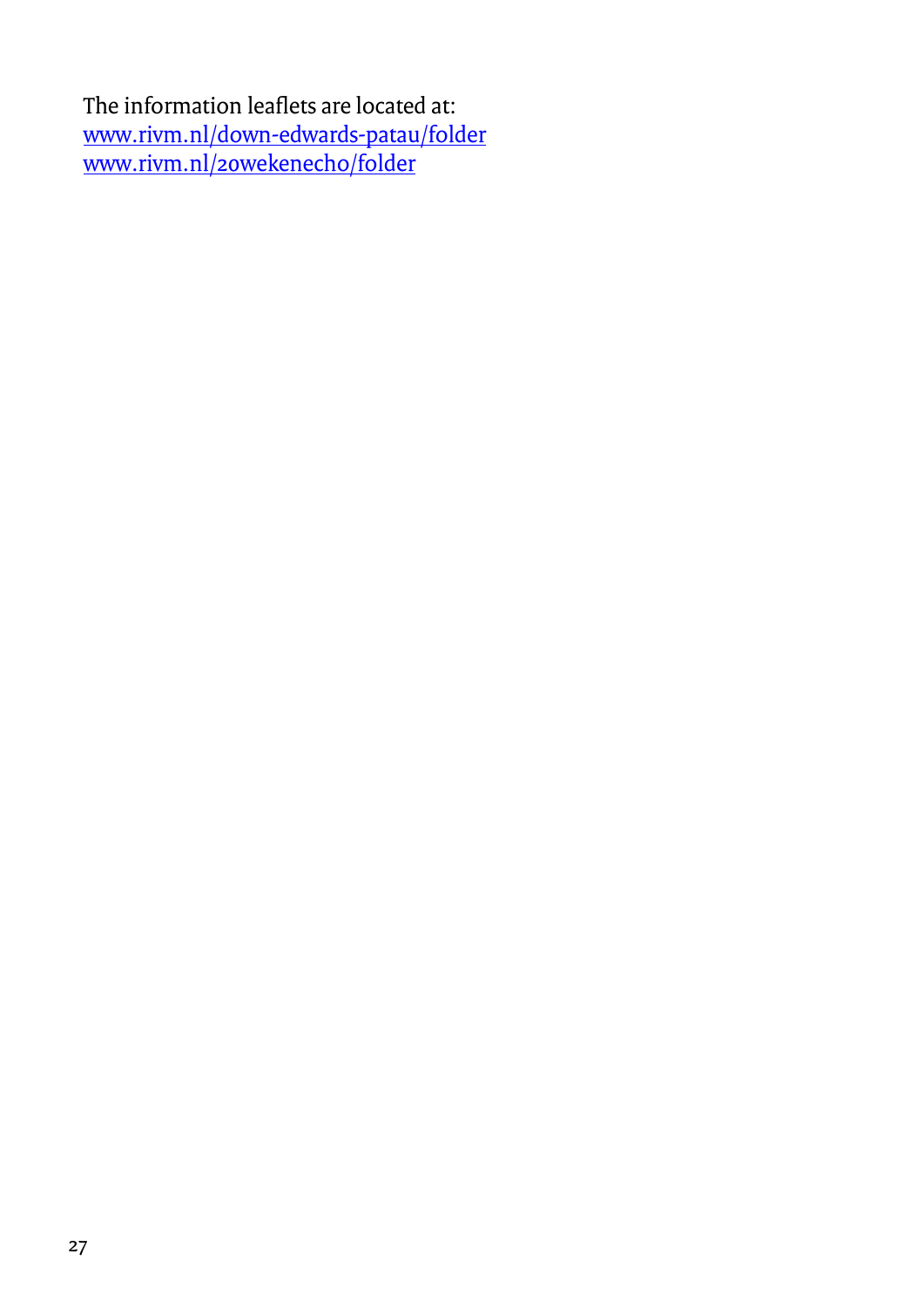The information leaflets are located at:
[www.rivm.nl/down-edwards-patau/folder](http://www.rivm.nl/down-edwards-patau/folder)
[www.rivm.nl/20wekenecho/folder](http://www.rivm.nl/20wekenecho/folder)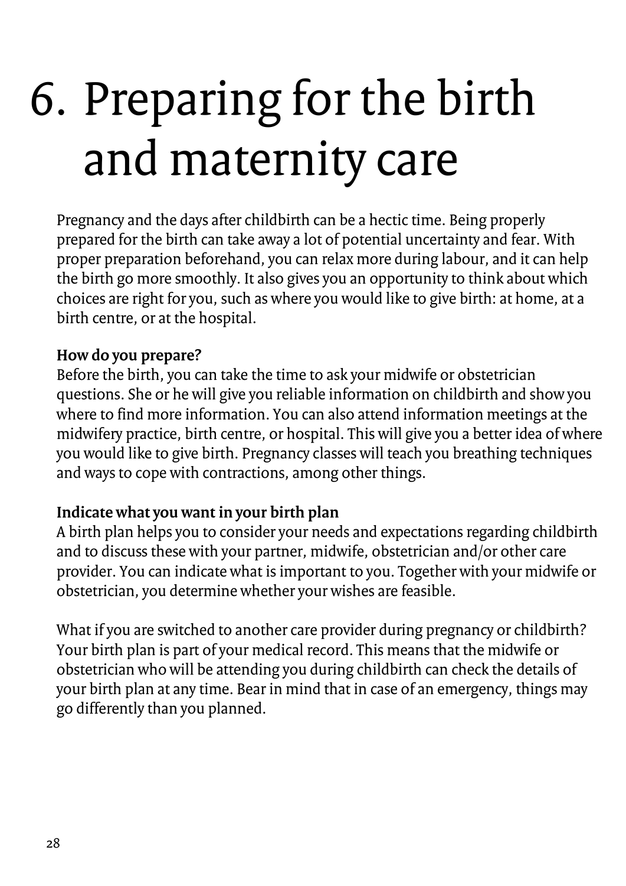# 6. Preparing for the birth and maternity care

Pregnancy and the days after childbirth can be a hectic time. Being properly prepared for the birth can take away a lot of potential uncertainty and fear. With proper preparation beforehand, you can relax more during labour, and it can help the birth go more smoothly. It also gives you an opportunity to think about which choices are right for you, such as where you would like to give birth: at home, at a birth centre, or at the hospital.

**How do you prepare?**
Before the birth, you can take the time to ask your midwife or obstetrician questions. She or he will give you reliable information on childbirth and show you where to find more information. You can also attend information meetings at the midwifery practice, birth centre, or hospital. This will give you a better idea of where you would like to give birth. Pregnancy classes will teach you breathing techniques and ways to cope with contractions, among other things.

**Indicate what you want in your birth plan**
A birth plan helps you to consider your needs and expectations regarding childbirth and to discuss these with your partner, midwife, obstetrician and/or other care provider. You can indicate what is important to you. Together with your midwife or obstetrician, you determine whether your wishes are feasible.

What if you are switched to another care provider during pregnancy or childbirth? Your birth plan is part of your medical record. This means that the midwife or obstetrician who will be attending you during childbirth can check the details of your birth plan at any time. Bear in mind that in case of an emergency, things may go differently than you planned.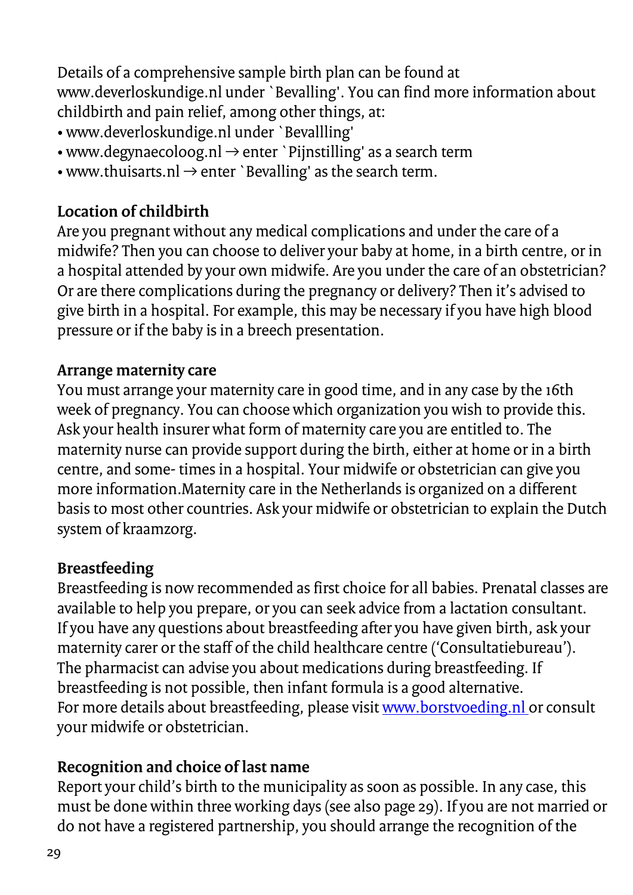Details of a comprehensive sample birth plan can be found at www.deverloskundige.nl under `Bevalling'. You can find more information about childbirth and pain relief, among other things, at:

- www.deverloskundige.nl under `Bevallling'
- www.degynaecoloog.nl → enter `Pijnstilling' as a search term
- www.thuisarts.nl → enter `Bevalling' as the search term.

## Location of childbirth

Are you pregnant without any medical complications and under the care of a midwife? Then you can choose to deliver your baby at home, in a birth centre, or in a hospital attended by your own midwife. Are you under the care of an obstetrician? Or are there complications during the pregnancy or delivery? Then it's advised to give birth in a hospital. For example, this may be necessary if you have high blood pressure or if the baby is in a breech presentation.

## Arrange maternity care

You must arrange your maternity care in good time, and in any case by the 16th week of pregnancy. You can choose which organization you wish to provide this. Ask your health insurer what form of maternity care you are entitled to. The maternity nurse can provide support during the birth, either at home or in a birth centre, and some- times in a hospital. Your midwife or obstetrician can give you more information.Maternity care in the Netherlands is organized on a different basis to most other countries. Ask your midwife or obstetrician to explain the Dutch system of kraamzorg.

## Breastfeeding

Breastfeeding is now recommended as first choice for all babies. Prenatal classes are available to help you prepare, or you can seek advice from a lactation consultant. If you have any questions about breastfeeding after you have given birth, ask your maternity carer or the staff of the child healthcare centre ('Consultatiebureau'). The pharmacist can advise you about medications during breastfeeding. If breastfeeding is not possible, then infant formula is a good alternative. For more details about breastfeeding, please visit www.borstvoeding.nl or consult your midwife or obstetrician.

## Recognition and choice of last name

Report your child's birth to the municipality as soon as possible. In any case, this must be done within three working days (see also page 29). If you are not married or do not have a registered partnership, you should arrange the recognition of the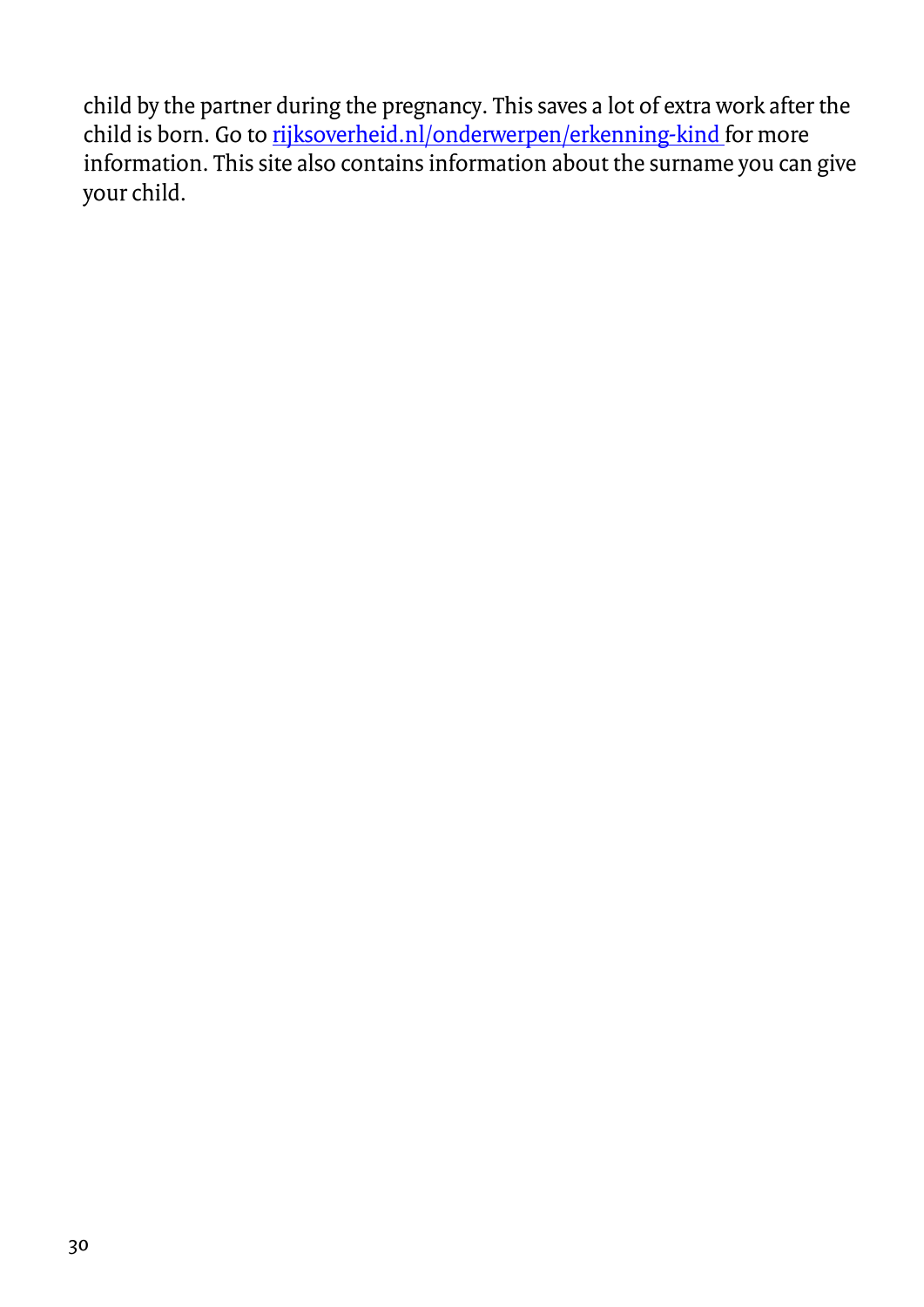child by the partner during the pregnancy. This saves a lot of extra work after the child is born. Go to [rijksoverheid.nl/onderwerpen/erkenning-kind](https://rijksoverheid.nl/onderwerpen/erkenning-kind) for more information. This site also contains information about the surname you can give your child.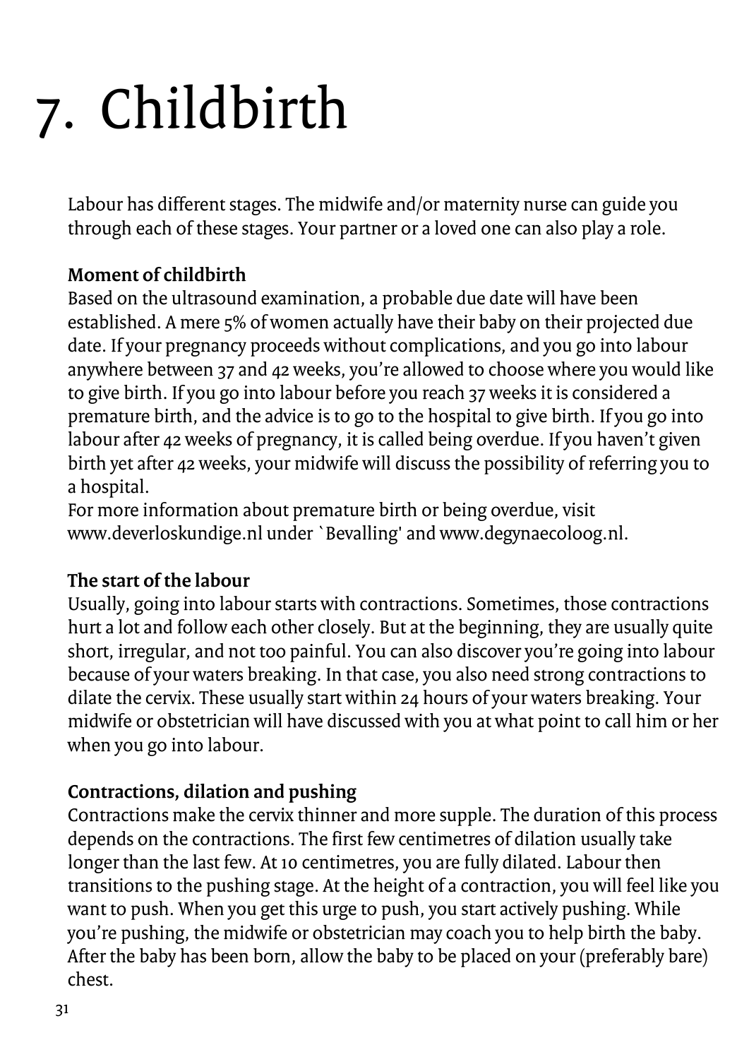# 7. Childbirth

Labour has different stages. The midwife and/or maternity nurse can guide you through each of these stages. Your partner or a loved one can also play a role.

**Moment of childbirth**

Based on the ultrasound examination, a probable due date will have been established. A mere 5% of women actually have their baby on their projected due date. If your pregnancy proceeds without complications, and you go into labour anywhere between 37 and 42 weeks, you're allowed to choose where you would like to give birth. If you go into labour before you reach 37 weeks it is considered a premature birth, and the advice is to go to the hospital to give birth. If you go into labour after 42 weeks of pregnancy, it is called being overdue. If you haven't given birth yet after 42 weeks, your midwife will discuss the possibility of referring you to a hospital.
For more information about premature birth or being overdue, visit www.deverloskundige.nl under `Bevalling' and www.degynaecoloog.nl.

**The start of the labour**

Usually, going into labour starts with contractions. Sometimes, those contractions hurt a lot and follow each other closely. But at the beginning, they are usually quite short, irregular, and not too painful. You can also discover you're going into labour because of your waters breaking. In that case, you also need strong contractions to dilate the cervix. These usually start within 24 hours of your waters breaking. Your midwife or obstetrician will have discussed with you at what point to call him or her when you go into labour.

**Contractions, dilation and pushing**

Contractions make the cervix thinner and more supple. The duration of this process depends on the contractions. The first few centimetres of dilation usually take longer than the last few. At 10 centimetres, you are fully dilated. Labour then transitions to the pushing stage. At the height of a contraction, you will feel like you want to push. When you get this urge to push, you start actively pushing. While you're pushing, the midwife or obstetrician may coach you to help birth the baby. After the baby has been born, allow the baby to be placed on your (preferably bare) chest.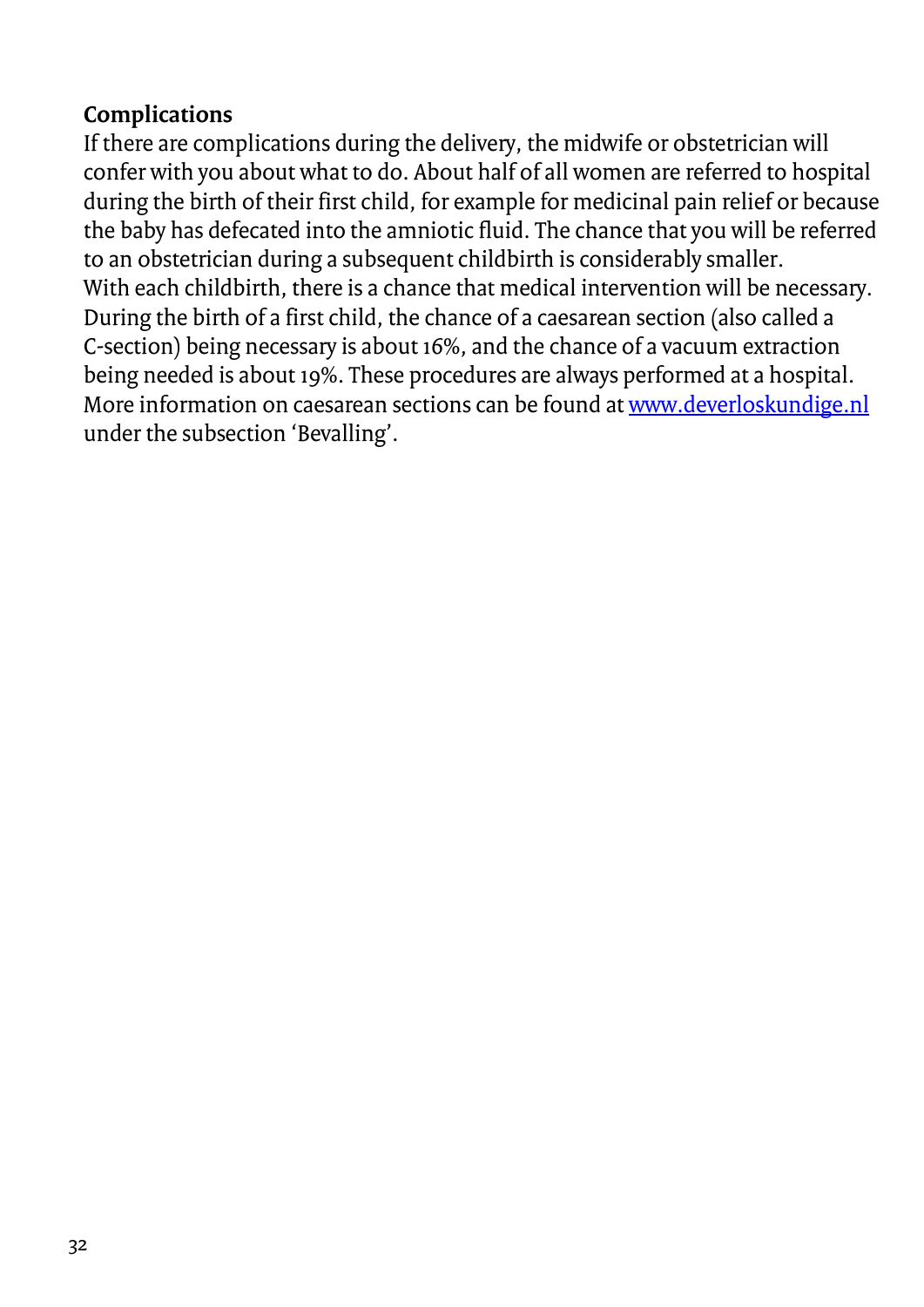## Complications

If there are complications during the delivery, the midwife or obstetrician will confer with you about what to do. About half of all women are referred to hospital during the birth of their first child, for example for medicinal pain relief or because the baby has defecated into the amniotic fluid. The chance that you will be referred to an obstetrician during a subsequent childbirth is considerably smaller.
With each childbirth, there is a chance that medical intervention will be necessary. During the birth of a first child, the chance of a caesarean section (also called a C-section) being necessary is about 16%, and the chance of a vacuum extraction being needed is about 19%. These procedures are always performed at a hospital. More information on caesarean sections can be found at [www.deverloskundige.nl](http://www.deverloskundige.nl) under the subsection 'Bevalling'.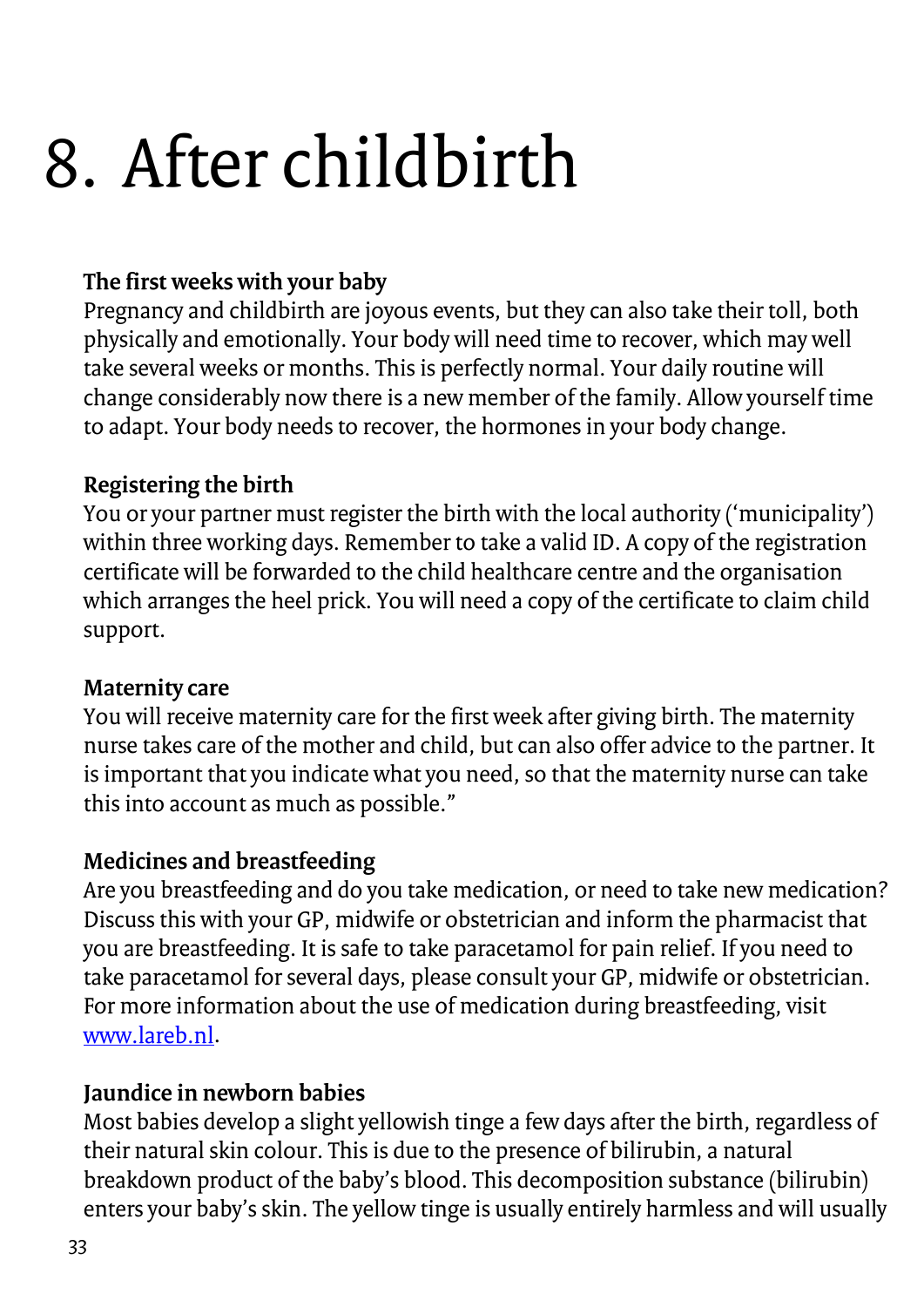# 8. After childbirth

**The first weeks with your baby**
Pregnancy and childbirth are joyous events, but they can also take their toll, both physically and emotionally. Your body will need time to recover, which may well take several weeks or months. This is perfectly normal. Your daily routine will change considerably now there is a new member of the family. Allow yourself time to adapt. Your body needs to recover, the hormones in your body change.

**Registering the birth**
You or your partner must register the birth with the local authority ('municipality') within three working days. Remember to take a valid ID. A copy of the registration certificate will be forwarded to the child healthcare centre and the organisation which arranges the heel prick. You will need a copy of the certificate to claim child support.

**Maternity care**
You will receive maternity care for the first week after giving birth. The maternity nurse takes care of the mother and child, but can also offer advice to the partner. It is important that you indicate what you need, so that the maternity nurse can take this into account as much as possible."

**Medicines and breastfeeding**
Are you breastfeeding and do you take medication, or need to take new medication? Discuss this with your GP, midwife or obstetrician and inform the pharmacist that you are breastfeeding. It is safe to take paracetamol for pain relief. If you need to take paracetamol for several days, please consult your GP, midwife or obstetrician. For more information about the use of medication during breastfeeding, visit [www.lareb.nl](http://www.lareb.nl).

**Jaundice in newborn babies**
Most babies develop a slight yellowish tinge a few days after the birth, regardless of their natural skin colour. This is due to the presence of bilirubin, a natural breakdown product of the baby's blood. This decomposition substance (bilirubin) enters your baby's skin. The yellow tinge is usually entirely harmless and will usually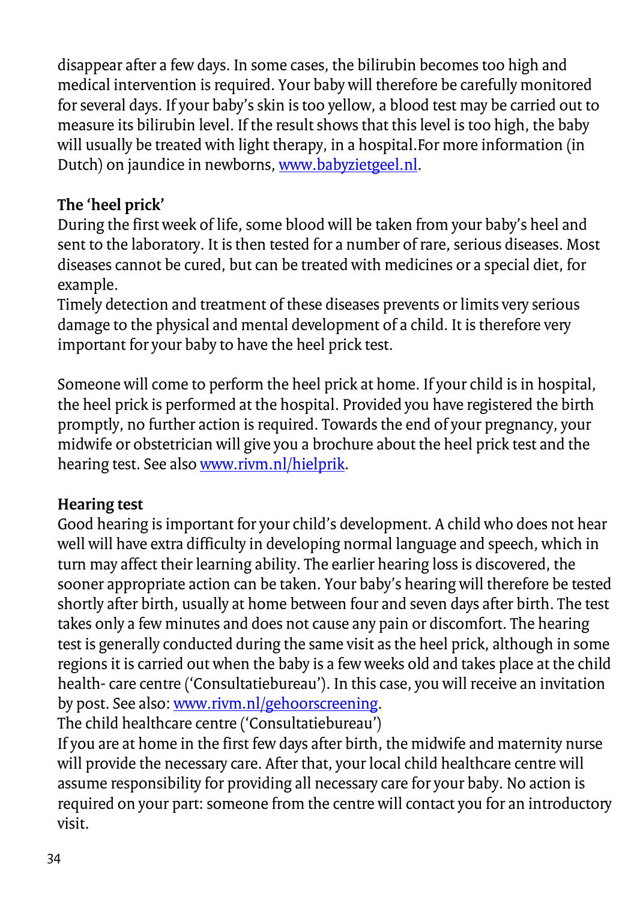disappear after a few days. In some cases, the bilirubin becomes too high and medical intervention is required. Your baby will therefore be carefully monitored for several days. If your baby's skin is too yellow, a blood test may be carried out to measure its bilirubin level. If the result shows that this level is too high, the baby will usually be treated with light therapy, in a hospital.For more information (in Dutch) on jaundice in newborns, www.babyzietgeel.nl.

### The 'heel prick'

During the first week of life, some blood will be taken from your baby's heel and sent to the laboratory. It is then tested for a number of rare, serious diseases. Most diseases cannot be cured, but can be treated with medicines or a special diet, for example.
Timely detection and treatment of these diseases prevents or limits very serious damage to the physical and mental development of a child. It is therefore very important for your baby to have the heel prick test.

Someone will come to perform the heel prick at home. If your child is in hospital, the heel prick is performed at the hospital. Provided you have registered the birth promptly, no further action is required. Towards the end of your pregnancy, your midwife or obstetrician will give you a brochure about the heel prick test and the hearing test. See also www.rivm.nl/hielprik.

### Hearing test

Good hearing is important for your child's development. A child who does not hear well will have extra difficulty in developing normal language and speech, which in turn may affect their learning ability. The earlier hearing loss is discovered, the sooner appropriate action can be taken. Your baby's hearing will therefore be tested shortly after birth, usually at home between four and seven days after birth. The test takes only a few minutes and does not cause any pain or discomfort. The hearing test is generally conducted during the same visit as the heel prick, although in some regions it is carried out when the baby is a few weeks old and takes place at the child health- care centre ('Consultatiebureau'). In this case, you will receive an invitation by post. See also: www.rivm.nl/gehoorscreening.
The child healthcare centre ('Consultatiebureau')
If you are at home in the first few days after birth, the midwife and maternity nurse will provide the necessary care. After that, your local child healthcare centre will assume responsibility for providing all necessary care for your baby. No action is required on your part: someone from the centre will contact you for an introductory visit.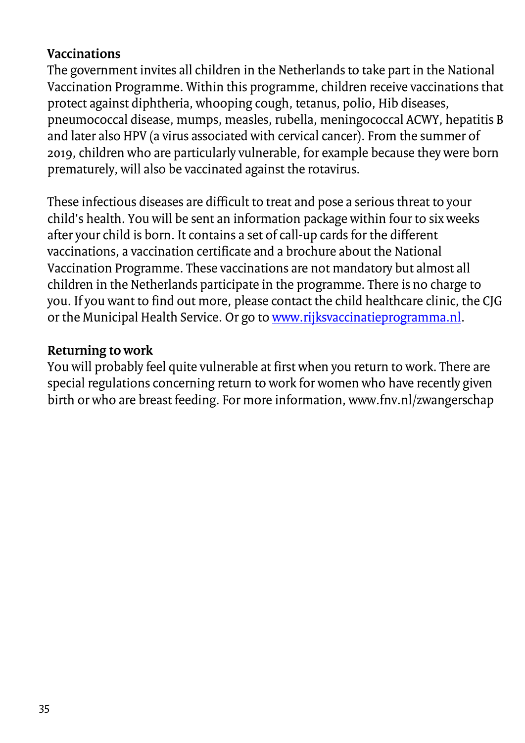## Vaccinations

The government invites all children in the Netherlands to take part in the National Vaccination Programme. Within this programme, children receive vaccinations that protect against diphtheria, whooping cough, tetanus, polio, Hib diseases, pneumococcal disease, mumps, measles, rubella, meningococcal ACWY, hepatitis B and later also HPV (a virus associated with cervical cancer). From the summer of 2019, children who are particularly vulnerable, for example because they were born prematurely, will also be vaccinated against the rotavirus.

These infectious diseases are difficult to treat and pose a serious threat to your child's health. You will be sent an information package within four to six weeks after your child is born. It contains a set of call-up cards for the different vaccinations, a vaccination certificate and a brochure about the National Vaccination Programme. These vaccinations are not mandatory but almost all children in the Netherlands participate in the programme. There is no charge to you. If you want to find out more, please contact the child healthcare clinic, the CJG or the Municipal Health Service. Or go to [www.rijksvaccinatieprogramma.nl](http://www.rijksvaccinatieprogramma.nl).

## Returning to work

You will probably feel quite vulnerable at first when you return to work. There are special regulations concerning return to work for women who have recently given birth or who are breast feeding. For more information, www.fnv.nl/zwangerschap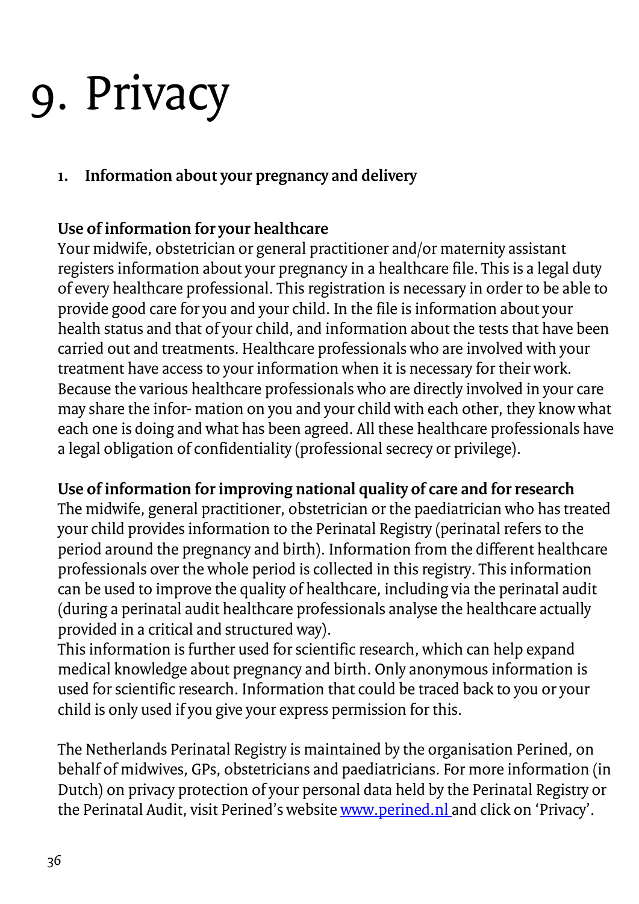# 9. Privacy

## 1. Information about your pregnancy and delivery

### Use of information for your healthcare

Your midwife, obstetrician or general practitioner and/or maternity assistant registers information about your pregnancy in a healthcare file. This is a legal duty of every healthcare professional. This registration is necessary in order to be able to provide good care for you and your child. In the file is information about your health status and that of your child, and information about the tests that have been carried out and treatments. Healthcare professionals who are involved with your treatment have access to your information when it is necessary for their work. Because the various healthcare professionals who are directly involved in your care may share the infor- mation on you and your child with each other, they know what each one is doing and what has been agreed. All these healthcare professionals have a legal obligation of confidentiality (professional secrecy or privilege).

### Use of information for improving national quality of care and for research

The midwife, general practitioner, obstetrician or the paediatrician who has treated your child provides information to the Perinatal Registry (perinatal refers to the period around the pregnancy and birth). Information from the different healthcare professionals over the whole period is collected in this registry. This information can be used to improve the quality of healthcare, including via the perinatal audit (during a perinatal audit healthcare professionals analyse the healthcare actually provided in a critical and structured way).
This information is further used for scientific research, which can help expand medical knowledge about pregnancy and birth. Only anonymous information is used for scientific research. Information that could be traced back to you or your child is only used if you give your express permission for this.

The Netherlands Perinatal Registry is maintained by the organisation Perined, on behalf of midwives, GPs, obstetricians and paediatricians. For more information (in Dutch) on privacy protection of your personal data held by the Perinatal Registry or the Perinatal Audit, visit Perined's website [www.perined.nl](http://www.perined.nl) and click on 'Privacy'.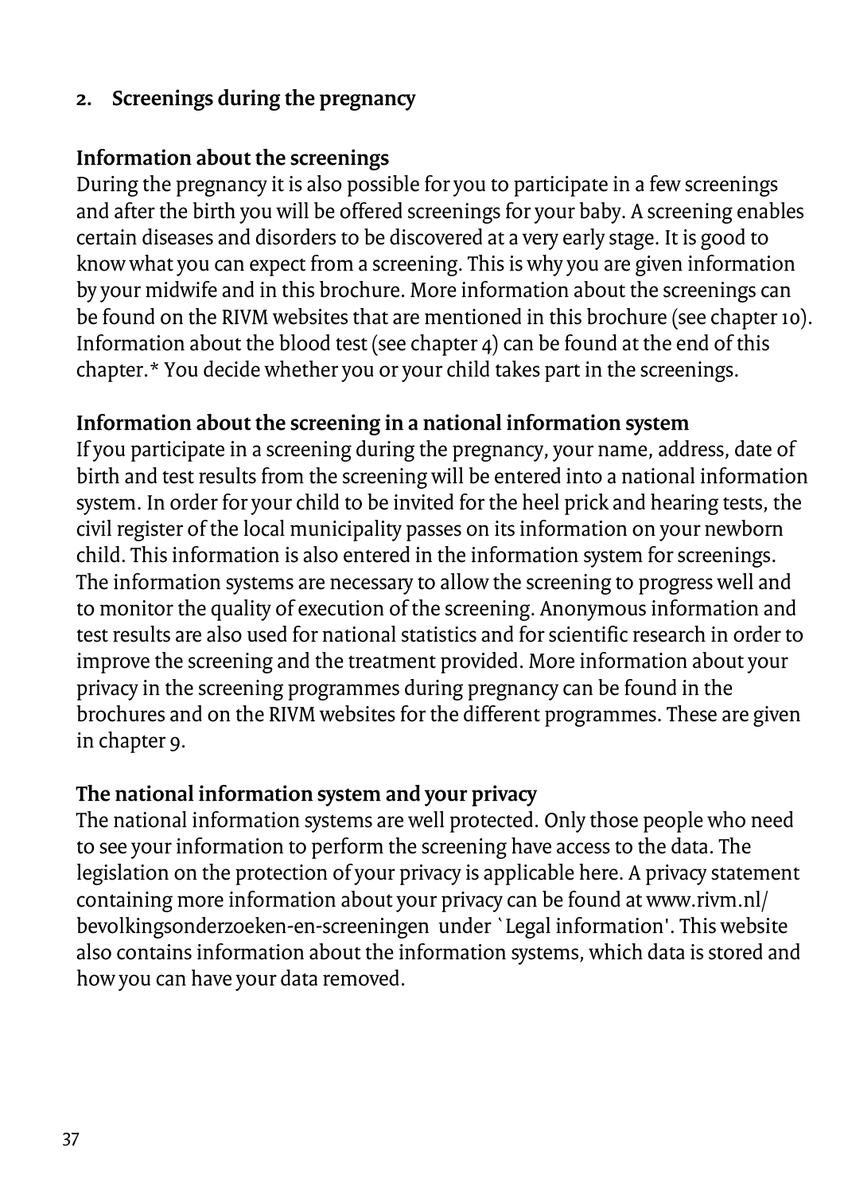## 2. Screenings during the pregnancy

### Information about the screenings

During the pregnancy it is also possible for you to participate in a few screenings and after the birth you will be offered screenings for your baby. A screening enables certain diseases and disorders to be discovered at a very early stage. It is good to know what you can expect from a screening. This is why you are given information by your midwife and in this brochure. More information about the screenings can be found on the RIVM websites that are mentioned in this brochure (see chapter 10). Information about the blood test (see chapter 4) can be found at the end of this chapter.* You decide whether you or your child takes part in the screenings.

### Information about the screening in a national information system

If you participate in a screening during the pregnancy, your name, address, date of birth and test results from the screening will be entered into a national information system. In order for your child to be invited for the heel prick and hearing tests, the civil register of the local municipality passes on its information on your newborn child. This information is also entered in the information system for screenings. The information systems are necessary to allow the screening to progress well and to monitor the quality of execution of the screening. Anonymous information and test results are also used for national statistics and for scientific research in order to improve the screening and the treatment provided. More information about your privacy in the screening programmes during pregnancy can be found in the brochures and on the RIVM websites for the different programmes. These are given in chapter 9.

### The national information system and your privacy

The national information systems are well protected. Only those people who need to see your information to perform the screening have access to the data. The legislation on the protection of your privacy is applicable here. A privacy statement containing more information about your privacy can be found at www.rivm.nl/bevolkingsonderzoeken-en-screeningen under `Legal information'. This website also contains information about the information systems, which data is stored and how you can have your data removed.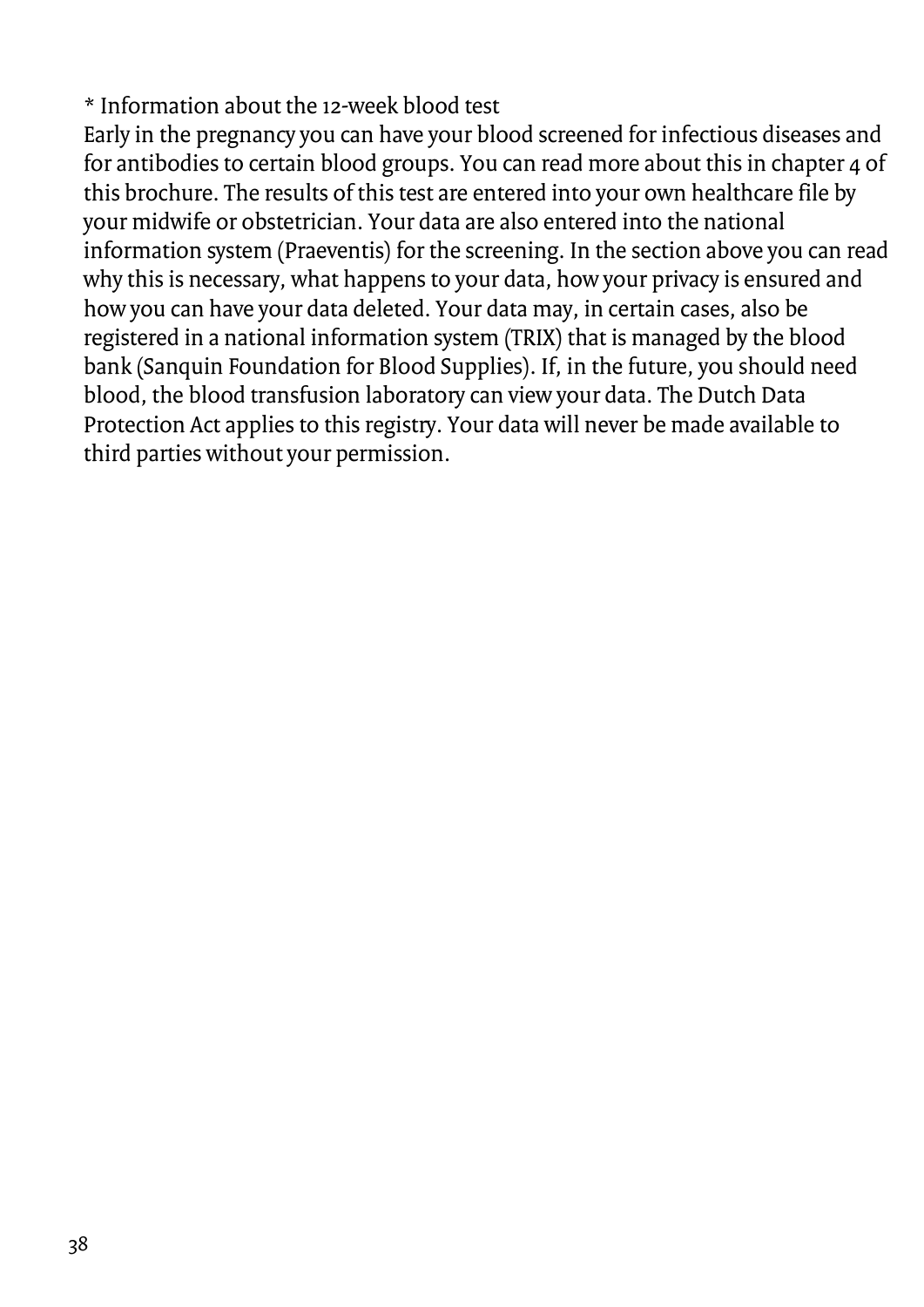* Information about the 12-week blood test

Early in the pregnancy you can have your blood screened for infectious diseases and for antibodies to certain blood groups. You can read more about this in chapter 4 of this brochure. The results of this test are entered into your own healthcare file by your midwife or obstetrician. Your data are also entered into the national information system (Praeventis) for the screening. In the section above you can read why this is necessary, what happens to your data, how your privacy is ensured and how you can have your data deleted. Your data may, in certain cases, also be registered in a national information system (TRIX) that is managed by the blood bank (Sanquin Foundation for Blood Supplies). If, in the future, you should need blood, the blood transfusion laboratory can view your data. The Dutch Data Protection Act applies to this registry. Your data will never be made available to third parties without your permission.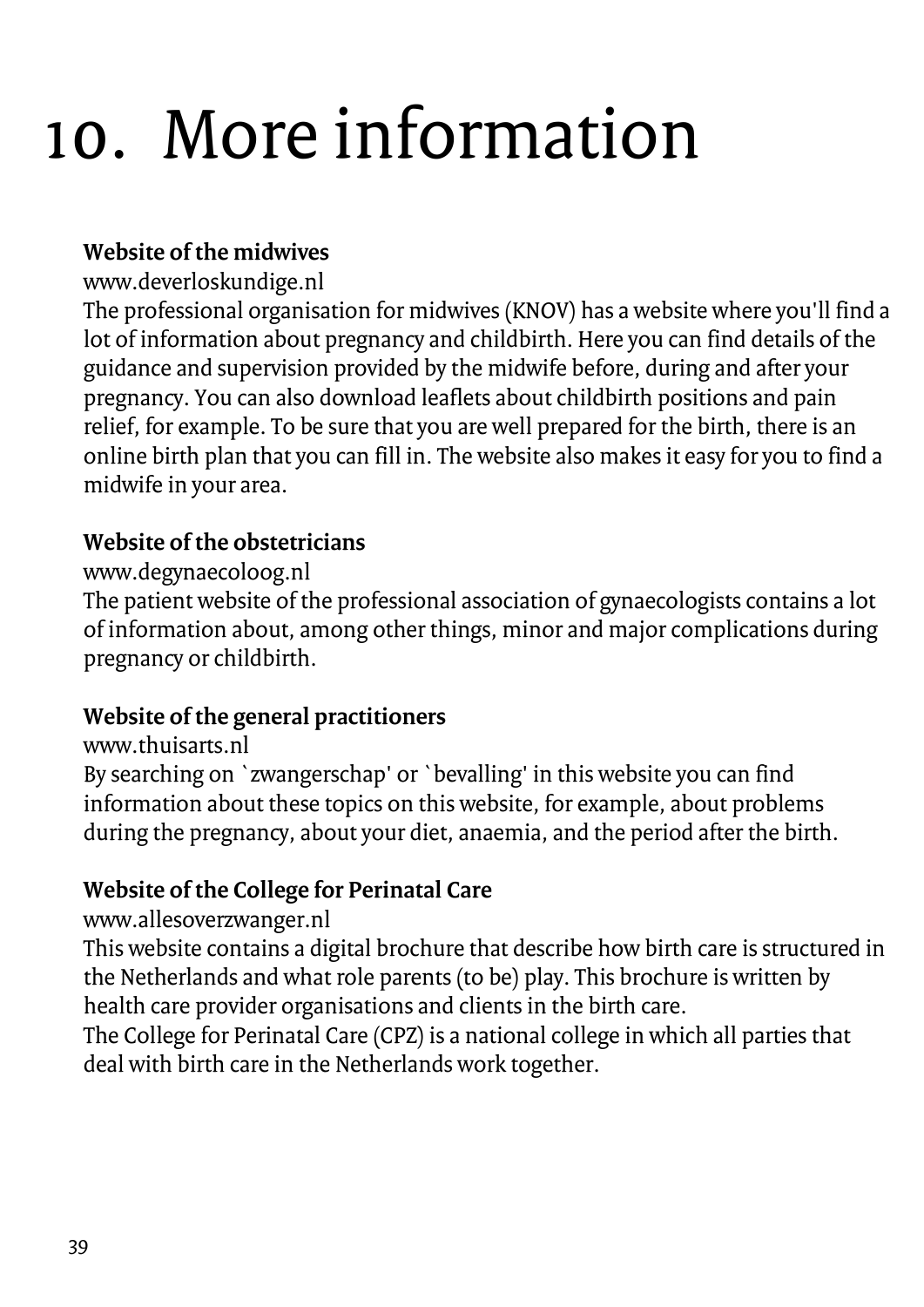# 10. More information

**Website of the midwives**

www.deverloskundige.nl

The professional organisation for midwives (KNOV) has a website where you'll find a lot of information about pregnancy and childbirth. Here you can find details of the guidance and supervision provided by the midwife before, during and after your pregnancy. You can also download leaflets about childbirth positions and pain relief, for example. To be sure that you are well prepared for the birth, there is an online birth plan that you can fill in. The website also makes it easy for you to find a midwife in your area.

**Website of the obstetricians**

www.degynaecoloog.nl

The patient website of the professional association of gynaecologists contains a lot of information about, among other things, minor and major complications during pregnancy or childbirth.

**Website of the general practitioners**

www.thuisarts.nl

By searching on `zwangerschap' or `bevalling' in this website you can find information about these topics on this website, for example, about problems during the pregnancy, about your diet, anaemia, and the period after the birth.

**Website of the College for Perinatal Care**

www.allesoverzwanger.nl

This website contains a digital brochure that describe how birth care is structured in the Netherlands and what role parents (to be) play. This brochure is written by health care provider organisations and clients in the birth care.

The College for Perinatal Care (CPZ) is a national college in which all parties that deal with birth care in the Netherlands work together.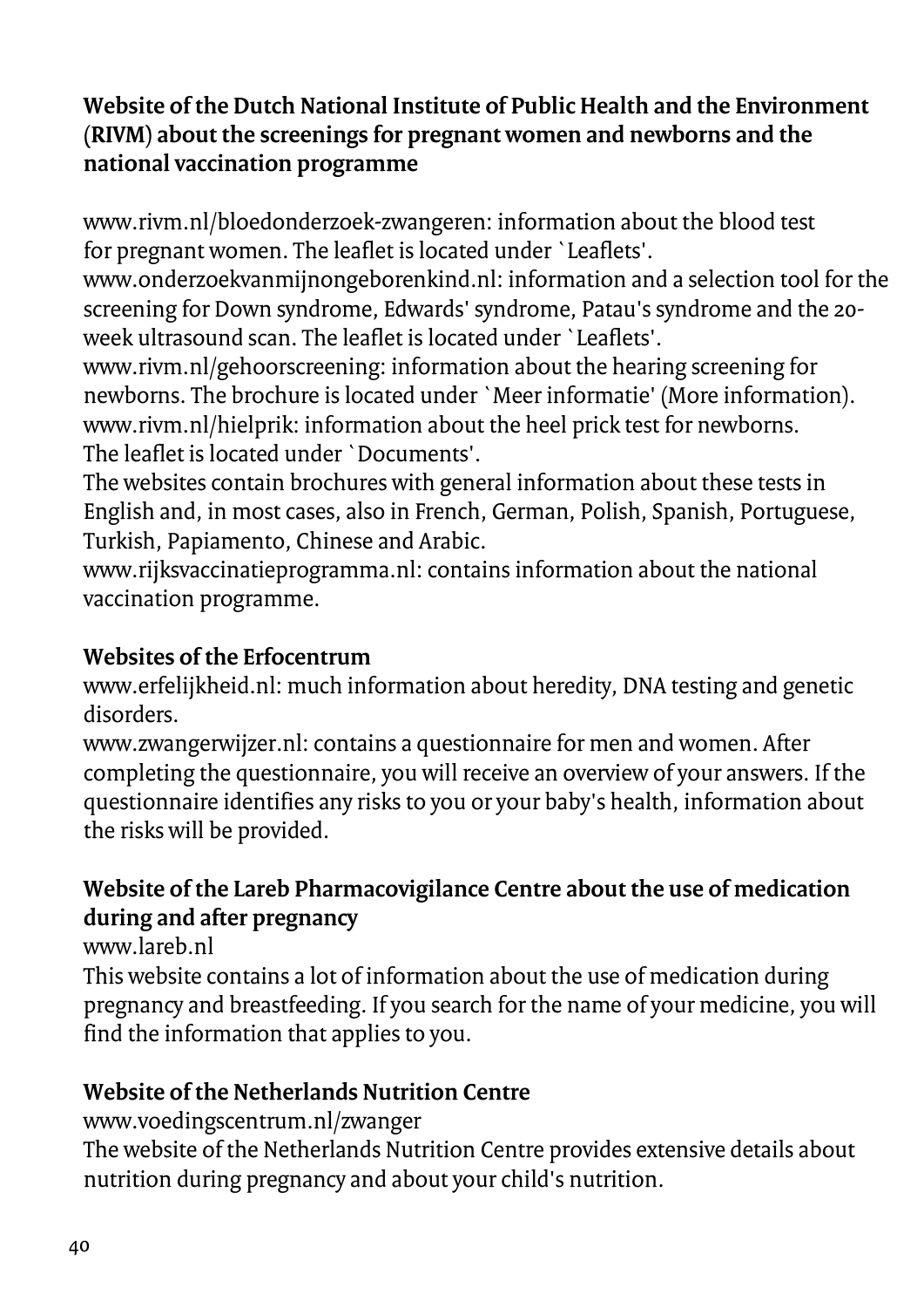**Website of the Dutch National Institute of Public Health and the Environment (RIVM) about the screenings for pregnant women and newborns and the national vaccination programme**

www.rivm.nl/bloedonderzoek-zwangeren: information about the blood test for pregnant women. The leaflet is located under `Leaflets'.
www.onderzoekvanmijnongeborenkind.nl: information and a selection tool for the screening for Down syndrome, Edwards' syndrome, Patau's syndrome and the 20-week ultrasound scan. The leaflet is located under `Leaflets'.
www.rivm.nl/gehoorscreening: information about the hearing screening for newborns. The brochure is located under `Meer informatie' (More information).
www.rivm.nl/hielprik: information about the heel prick test for newborns. The leaflet is located under `Documents'.
The websites contain brochures with general information about these tests in English and, in most cases, also in French, German, Polish, Spanish, Portuguese, Turkish, Papiamento, Chinese and Arabic.
www.rijksvaccinatieprogramma.nl: contains information about the national vaccination programme.

**Websites of the Erfocentrum**
www.erfelijkheid.nl: much information about heredity, DNA testing and genetic disorders.
www.zwangerwijzer.nl: contains a questionnaire for men and women. After completing the questionnaire, you will receive an overview of your answers. If the questionnaire identifies any risks to you or your baby's health, information about the risks will be provided.

**Website of the Lareb Pharmacovigilance Centre about the use of medication during and after pregnancy**
www.lareb.nl
This website contains a lot of information about the use of medication during pregnancy and breastfeeding. If you search for the name of your medicine, you will find the information that applies to you.

**Website of the Netherlands Nutrition Centre**
www.voedingscentrum.nl/zwanger
The website of the Netherlands Nutrition Centre provides extensive details about nutrition during pregnancy and about your child's nutrition.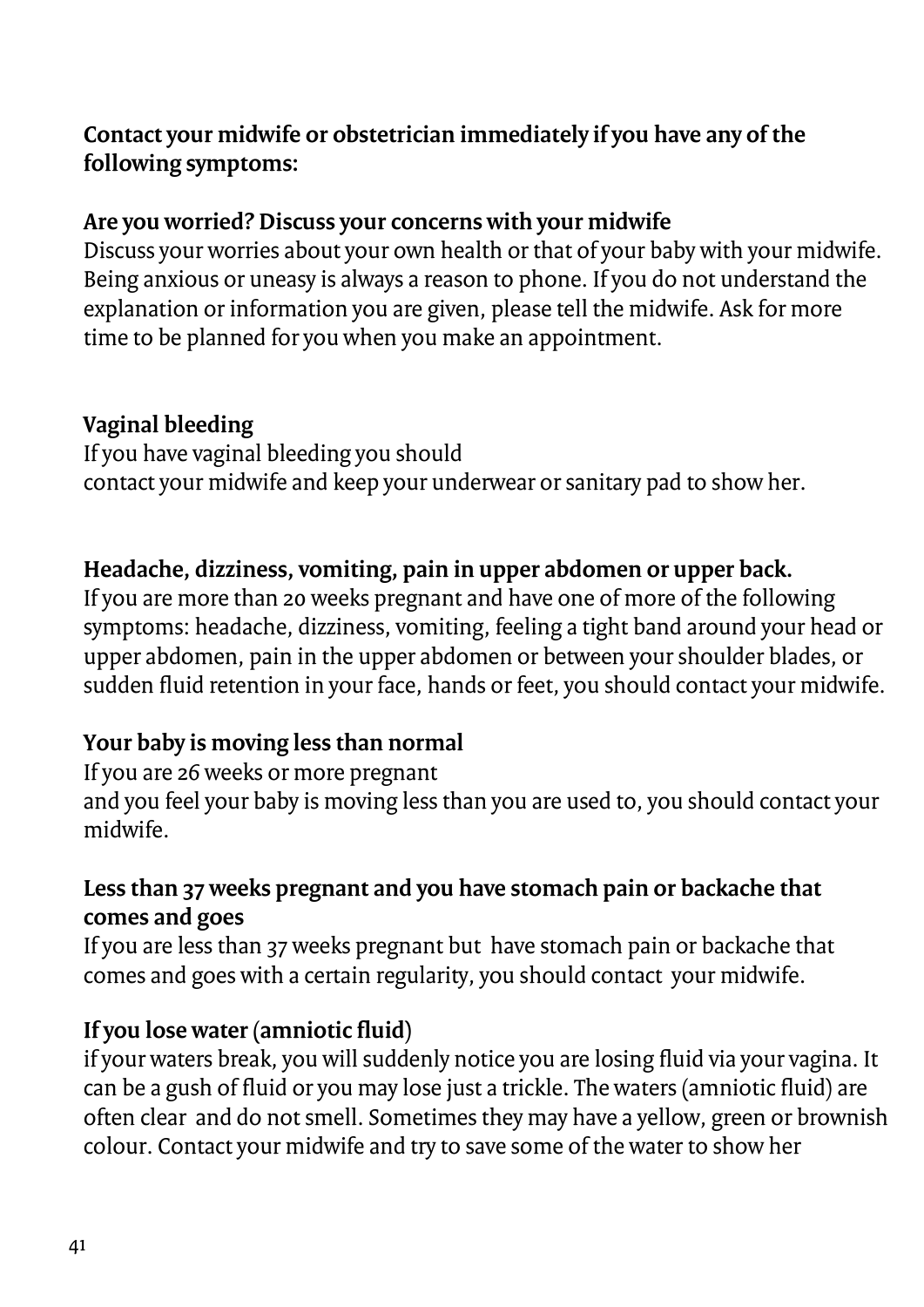**Contact your midwife or obstetrician immediately if you have any of the following symptoms:**

**Are you worried? Discuss your concerns with your midwife**

Discuss your worries about your own health or that of your baby with your midwife. Being anxious or uneasy is always a reason to phone. If you do not understand the explanation or information you are given, please tell the midwife. Ask for more time to be planned for you when you make an appointment.

**Vaginal bleeding**

If you have vaginal bleeding you should
contact your midwife and keep your underwear or sanitary pad to show her.

**Headache, dizziness, vomiting, pain in upper abdomen or upper back.**

If you are more than 20 weeks pregnant and have one of more of the following symptoms: headache, dizziness, vomiting, feeling a tight band around your head or upper abdomen, pain in the upper abdomen or between your shoulder blades, or sudden fluid retention in your face, hands or feet, you should contact your midwife.

**Your baby is moving less than normal**

If you are 26 weeks or more pregnant
and you feel your baby is moving less than you are used to, you should contact your midwife.

**Less than 37 weeks pregnant and you have stomach pain or backache that comes and goes**

If you are less than 37 weeks pregnant but have stomach pain or backache that comes and goes with a certain regularity, you should contact your midwife.

**If you lose water (amniotic fluid)**

if your waters break, you will suddenly notice you are losing fluid via your vagina. It can be a gush of fluid or you may lose just a trickle. The waters (amniotic fluid) are often clear and do not smell. Sometimes they may have a yellow, green or brownish colour. Contact your midwife and try to save some of the water to show her